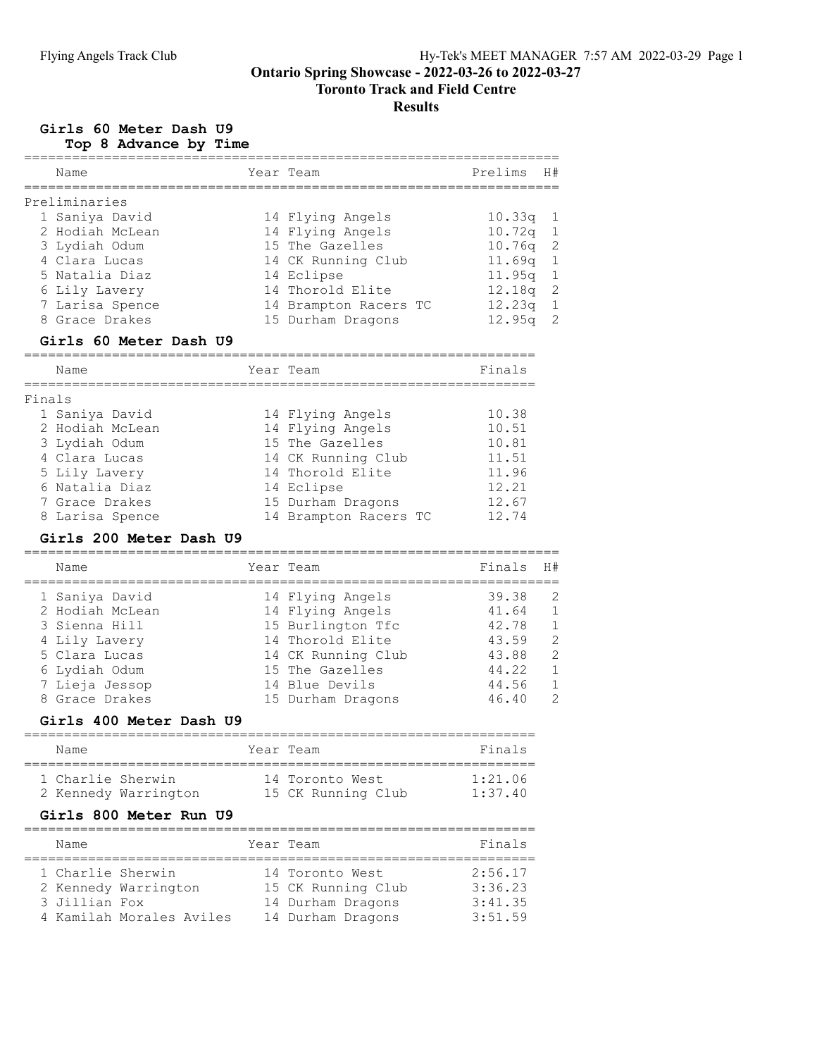# Ontario Spring Showcase - 2022-03-26 to 2022-03-27
## Toronto Track and Field Centre
## Results

### Girls 60 Meter Dash U9
**Top 8 Advance by Time**

Preliminaries

| | Name | Year | Team | Prelims | H# |
|---|---|---|---|---|---|
| 1 | Saniya David | 14 | Flying Angels | 10.33q | 1 |
| 2 | Hodiah McLean | 14 | Flying Angels | 10.72q | 1 |
| 3 | Lydiah Odum | 15 | The Gazelles | 10.76q | 2 |
| 4 | Clara Lucas | 14 | CK Running Club | 11.69q | 1 |
| 5 | Natalia Diaz | 14 | Eclipse | 11.95q | 1 |
| 6 | Lily Lavery | 14 | Thorold Elite | 12.18q | 2 |
| 7 | Larisa Spence | 14 | Brampton Racers TC | 12.23q | 1 |
| 8 | Grace Drakes | 15 | Durham Dragons | 12.95q | 2 |

### Girls 60 Meter Dash U9

Finals

| | Name | Year | Team | Finals |
|---|---|---|---|---|
| 1 | Saniya David | 14 | Flying Angels | 10.38 |
| 2 | Hodiah McLean | 14 | Flying Angels | 10.51 |
| 3 | Lydiah Odum | 15 | The Gazelles | 10.81 |
| 4 | Clara Lucas | 14 | CK Running Club | 11.51 |
| 5 | Lily Lavery | 14 | Thorold Elite | 11.96 |
| 6 | Natalia Diaz | 14 | Eclipse | 12.21 |
| 7 | Grace Drakes | 15 | Durham Dragons | 12.67 |
| 8 | Larisa Spence | 14 | Brampton Racers TC | 12.74 |

### Girls 200 Meter Dash U9

| | Name | Year | Team | Finals | H# |
|---|---|---|---|---|---|
| 1 | Saniya David | 14 | Flying Angels | 39.38 | 2 |
| 2 | Hodiah McLean | 14 | Flying Angels | 41.64 | 1 |
| 3 | Sienna Hill | 15 | Burlington Tfc | 42.78 | 1 |
| 4 | Lily Lavery | 14 | Thorold Elite | 43.59 | 2 |
| 5 | Clara Lucas | 14 | CK Running Club | 43.88 | 2 |
| 6 | Lydiah Odum | 15 | The Gazelles | 44.22 | 1 |
| 7 | Lieja Jessop | 14 | Blue Devils | 44.56 | 1 |
| 8 | Grace Drakes | 15 | Durham Dragons | 46.40 | 2 |

### Girls 400 Meter Dash U9

| | Name | Year | Team | Finals |
|---|---|---|---|---|
| 1 | Charlie Sherwin | 14 | Toronto West | 1:21.06 |
| 2 | Kennedy Warrington | 15 | CK Running Club | 1:37.40 |

### Girls 800 Meter Run U9

| | Name | Year | Team | Finals |
|---|---|---|---|---|
| 1 | Charlie Sherwin | 14 | Toronto West | 2:56.17 |
| 2 | Kennedy Warrington | 15 | CK Running Club | 3:36.23 |
| 3 | Jillian Fox | 14 | Durham Dragons | 3:41.35 |
| 4 | Kamilah Morales Aviles | 14 | Durham Dragons | 3:51.59 |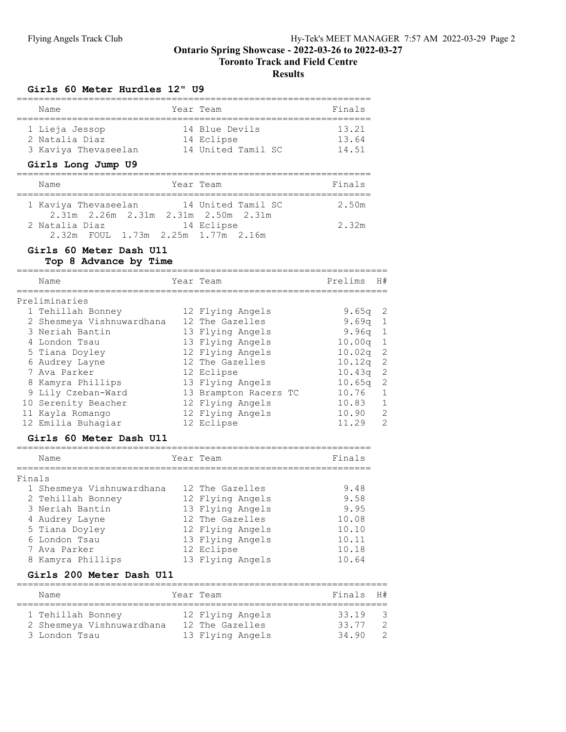# Ontario Spring Showcase - 2022-03-26 to 2022-03-27
## Toronto Track and Field Centre
## Results

### Girls 60 Meter Hurdles 12" U9

| | Name | Year | Team | Finals |
|---|---|---|---|---|
| 1 | Lieja Jessop | 14 | Blue Devils | 13.21 |
| 2 | Natalia Diaz | 14 | Eclipse | 13.64 |
| 3 | Kaviya Thevaseelan | 14 | United Tamil SC | 14.51 |

### Girls Long Jump U9

| | Name | Year | Team | Finals |
|---|---|---|---|---|
| 1 | Kaviya Thevaseelan | 14 | United Tamil SC | 2.50m |
| | 2.31m 2.26m 2.31m 2.31m 2.50m 2.31m | | | |
| 2 | Natalia Diaz | 14 | Eclipse | 2.32m |
| | 2.32m FOUL 1.73m 2.25m 1.77m 2.16m | | | |

### Girls 60 Meter Dash U11
Top 8 Advance by Time

Preliminaries

| | Name | Year | Team | Prelims | H# |
|---|---|---|---|---|---|
| 1 | Tehillah Bonney | 12 | Flying Angels | 9.65q | 2 |
| 2 | Shesmeya Vishnuwardhana | 12 | The Gazelles | 9.69q | 1 |
| 3 | Neriah Bantin | 13 | Flying Angels | 9.96q | 1 |
| 4 | London Tsau | 13 | Flying Angels | 10.00q | 1 |
| 5 | Tiana Doyley | 12 | Flying Angels | 10.02q | 2 |
| 6 | Audrey Layne | 12 | The Gazelles | 10.12q | 2 |
| 7 | Ava Parker | 12 | Eclipse | 10.43q | 2 |
| 8 | Kamyra Phillips | 13 | Flying Angels | 10.65q | 2 |
| 9 | Lily Czeban-Ward | 13 | Brampton Racers TC | 10.76 | 1 |
| 10 | Serenity Beacher | 12 | Flying Angels | 10.83 | 1 |
| 11 | Kayla Romango | 12 | Flying Angels | 10.90 | 2 |
| 12 | Emilia Buhagiar | 12 | Eclipse | 11.29 | 2 |

### Girls 60 Meter Dash U11

Finals

| | Name | Year | Team | Finals |
|---|---|---|---|---|
| 1 | Shesmeya Vishnuwardhana | 12 | The Gazelles | 9.48 |
| 2 | Tehillah Bonney | 12 | Flying Angels | 9.58 |
| 3 | Neriah Bantin | 13 | Flying Angels | 9.95 |
| 4 | Audrey Layne | 12 | The Gazelles | 10.08 |
| 5 | Tiana Doyley | 12 | Flying Angels | 10.10 |
| 6 | London Tsau | 13 | Flying Angels | 10.11 |
| 7 | Ava Parker | 12 | Eclipse | 10.18 |
| 8 | Kamyra Phillips | 13 | Flying Angels | 10.64 |

### Girls 200 Meter Dash U11

| | Name | Year | Team | Finals | H# |
|---|---|---|---|---|---|
| 1 | Tehillah Bonney | 12 | Flying Angels | 33.19 | 3 |
| 2 | Shesmeya Vishnuwardhana | 12 | The Gazelles | 33.77 | 2 |
| 3 | London Tsau | 13 | Flying Angels | 34.90 | 2 |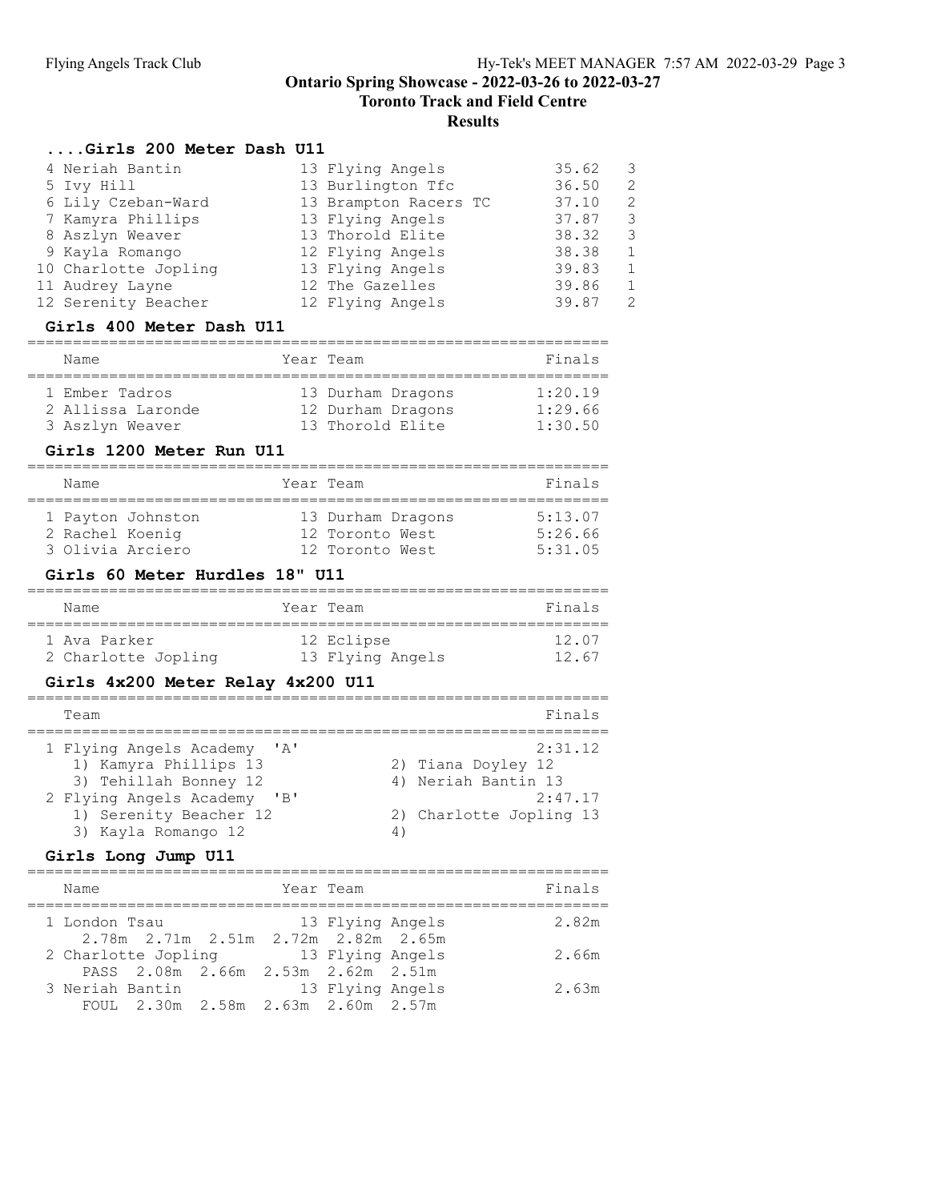## ....Girls 200 Meter Dash U11

| | | | | | |
|---|---|---|---|---|---|
| 4 | Neriah Bantin | 13 | Flying Angels | 35.62 | 3 |
| 5 | Ivy Hill | 13 | Burlington Tfc | 36.50 | 2 |
| 6 | Lily Czeban-Ward | 13 | Brampton Racers TC | 37.10 | 2 |
| 7 | Kamyra Phillips | 13 | Flying Angels | 37.87 | 3 |
| 8 | Aszlyn Weaver | 13 | Thorold Elite | 38.32 | 3 |
| 9 | Kayla Romango | 12 | Flying Angels | 38.38 | 1 |
| 10 | Charlotte Jopling | 13 | Flying Angels | 39.83 | 1 |
| 11 | Audrey Layne | 12 | The Gazelles | 39.86 | 1 |
| 12 | Serenity Beacher | 12 | Flying Angels | 39.87 | 2 |

## Girls 400 Meter Dash U11

| | Name | Year | Team | Finals |
|---|---|---|---|---|
| 1 | Ember Tadros | 13 | Durham Dragons | 1:20.19 |
| 2 | Allissa Laronde | 12 | Durham Dragons | 1:29.66 |
| 3 | Aszlyn Weaver | 13 | Thorold Elite | 1:30.50 |

## Girls 1200 Meter Run U11

| | Name | Year | Team | Finals |
|---|---|---|---|---|
| 1 | Payton Johnston | 13 | Durham Dragons | 5:13.07 |
| 2 | Rachel Koenig | 12 | Toronto West | 5:26.66 |
| 3 | Olivia Arciero | 12 | Toronto West | 5:31.05 |

## Girls 60 Meter Hurdles 18" U11

| | Name | Year | Team | Finals |
|---|---|---|---|---|
| 1 | Ava Parker | 12 | Eclipse | 12.07 |
| 2 | Charlotte Jopling | 13 | Flying Angels | 12.67 |

## Girls 4x200 Meter Relay 4x200 U11

| | Team | Finals |
|---|---|---|
| 1 | Flying Angels Academy 'A' | 2:31.12 |
| | 1) Kamyra Phillips 13; 2) Tiana Doyley 12; 3) Tehillah Bonney 12; 4) Neriah Bantin 13 | |
| 2 | Flying Angels Academy 'B' | 2:47.17 |
| | 1) Serenity Beacher 12; 2) Charlotte Jopling 13; 3) Kayla Romango 12; 4) | |

## Girls Long Jump U11

| | Name | Year | Team | Finals |
|---|---|---|---|---|
| 1 | London Tsau | 13 | Flying Angels | 2.82m |
| | 2.78m 2.71m 2.51m 2.72m 2.82m 2.65m | | | |
| 2 | Charlotte Jopling | 13 | Flying Angels | 2.66m |
| | PASS 2.08m 2.66m 2.53m 2.62m 2.51m | | | |
| 3 | Neriah Bantin | 13 | Flying Angels | 2.63m |
| | FOUL 2.30m 2.58m 2.63m 2.60m 2.57m | | | |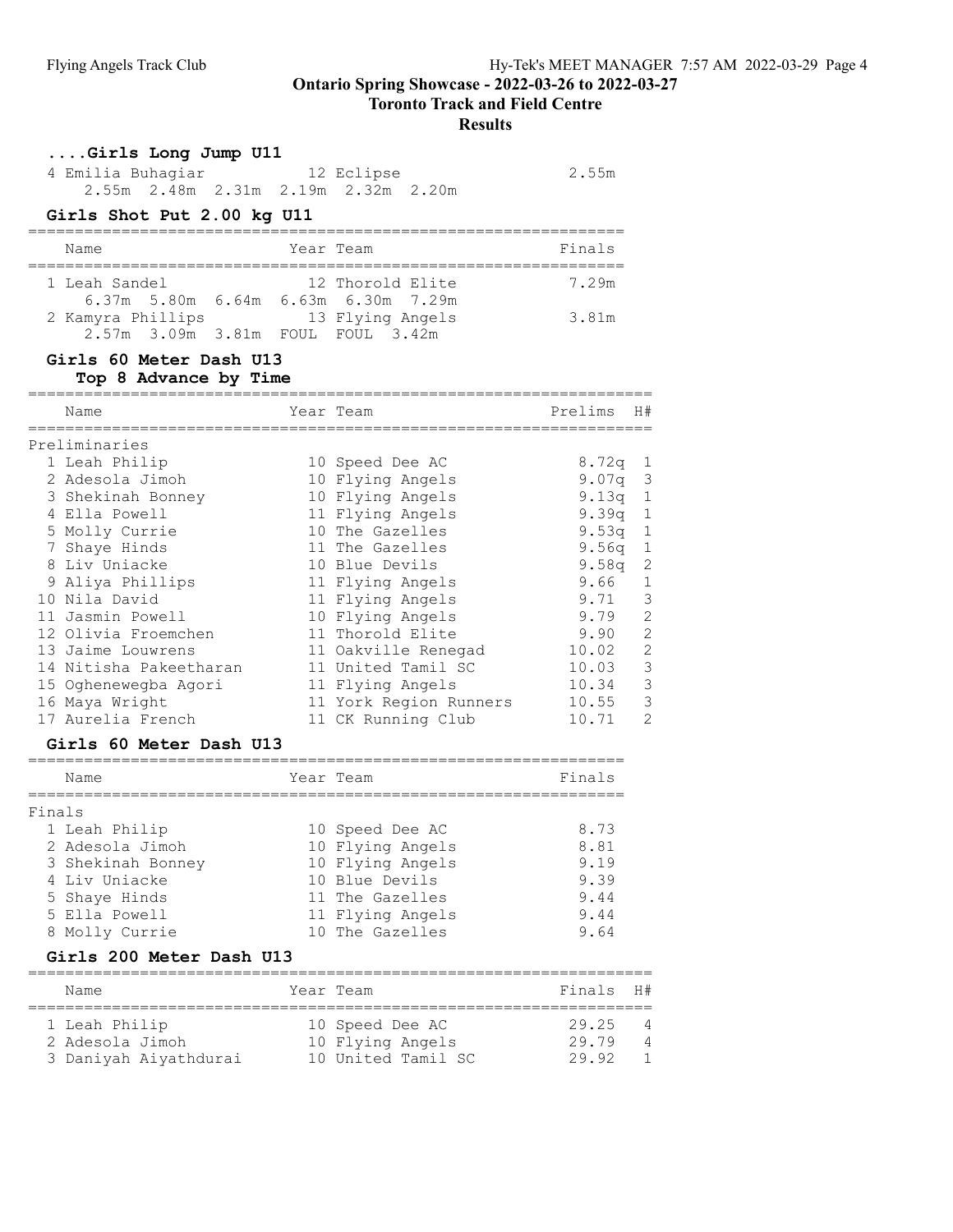## ....Girls Long Jump U11

| | | | | |
|---|---|---|---|---|
| 4 | Emilia Buhagiar | 12 | Eclipse | 2.55m |
| | 2.55m 2.48m 2.31m 2.19m 2.32m 2.20m | | | |

## Girls Shot Put 2.00 kg U11

| | Name | Year | Team | Finals |
|---|---|---|---|---|
| 1 | Leah Sandel | 12 | Thorold Elite | 7.29m |
| | 6.37m 5.80m 6.64m 6.63m 6.30m 7.29m | | | |
| 2 | Kamyra Phillips | 13 | Flying Angels | 3.81m |
| | 2.57m 3.09m 3.81m FOUL FOUL 3.42m | | | |

## Girls 60 Meter Dash U13

### Top 8 Advance by Time

| | Name | Year | Team | Prelims | H# |
|---|---|---|---|---|---|
| **Preliminaries** | | | | | |
| 1 | Leah Philip | 10 | Speed Dee AC | 8.72q | 1 |
| 2 | Adesola Jimoh | 10 | Flying Angels | 9.07q | 3 |
| 3 | Shekinah Bonney | 10 | Flying Angels | 9.13q | 1 |
| 4 | Ella Powell | 11 | Flying Angels | 9.39q | 1 |
| 5 | Molly Currie | 10 | The Gazelles | 9.53q | 1 |
| 7 | Shaye Hinds | 11 | The Gazelles | 9.56q | 1 |
| 8 | Liv Uniacke | 10 | Blue Devils | 9.58q | 2 |
| 9 | Aliya Phillips | 11 | Flying Angels | 9.66 | 1 |
| 10 | Nila David | 11 | Flying Angels | 9.71 | 3 |
| 11 | Jasmin Powell | 10 | Flying Angels | 9.79 | 2 |
| 12 | Olivia Froemchen | 11 | Thorold Elite | 9.90 | 2 |
| 13 | Jaime Louwrens | 11 | Oakville Renegad | 10.02 | 2 |
| 14 | Nitisha Pakeetharan | 11 | United Tamil SC | 10.03 | 3 |
| 15 | Oghenewegba Agori | 11 | Flying Angels | 10.34 | 3 |
| 16 | Maya Wright | 11 | York Region Runners | 10.55 | 3 |
| 17 | Aurelia French | 11 | CK Running Club | 10.71 | 2 |

## Girls 60 Meter Dash U13

| | Name | Year | Team | Finals |
|---|---|---|---|---|
| **Finals** | | | | |
| 1 | Leah Philip | 10 | Speed Dee AC | 8.73 |
| 2 | Adesola Jimoh | 10 | Flying Angels | 8.81 |
| 3 | Shekinah Bonney | 10 | Flying Angels | 9.19 |
| 4 | Liv Uniacke | 10 | Blue Devils | 9.39 |
| 5 | Shaye Hinds | 11 | The Gazelles | 9.44 |
| 5 | Ella Powell | 11 | Flying Angels | 9.44 |
| 8 | Molly Currie | 10 | The Gazelles | 9.64 |

## Girls 200 Meter Dash U13

| | Name | Year | Team | Finals | H# |
|---|---|---|---|---|---|
| 1 | Leah Philip | 10 | Speed Dee AC | 29.25 | 4 |
| 2 | Adesola Jimoh | 10 | Flying Angels | 29.79 | 4 |
| 3 | Daniyah Aiyathdurai | 10 | United Tamil SC | 29.92 | 1 |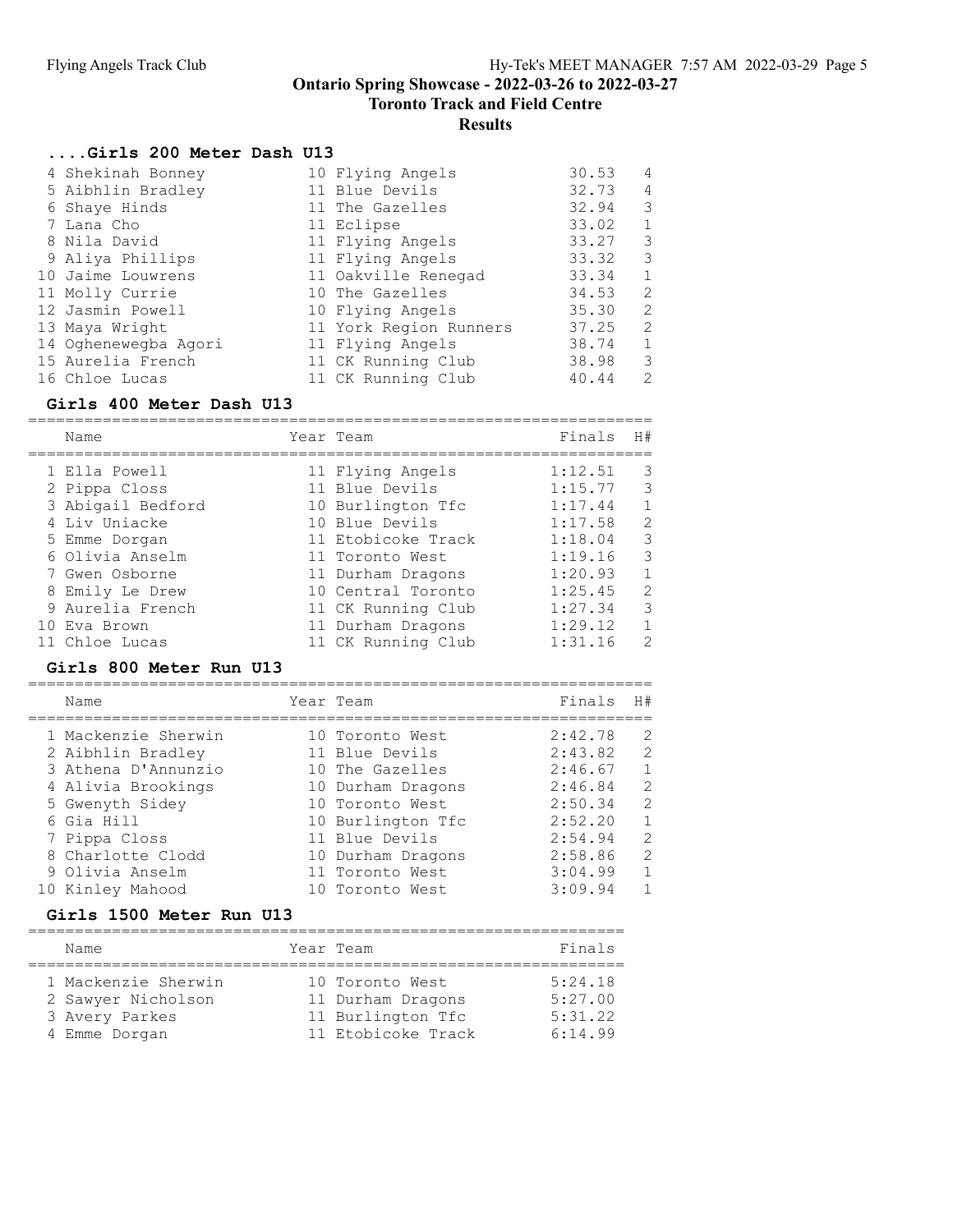# Ontario Spring Showcase - 2022-03-26 to 2022-03-27

## Toronto Track and Field Centre

## Results

### ....Girls 200 Meter Dash U13

| | Name | Year | Team | Finals | H# |
|---|---|---|---|---|---|
| 4 | Shekinah Bonney | 10 | Flying Angels | 30.53 | 4 |
| 5 | Aibhlin Bradley | 11 | Blue Devils | 32.73 | 4 |
| 6 | Shaye Hinds | 11 | The Gazelles | 32.94 | 3 |
| 7 | Lana Cho | 11 | Eclipse | 33.02 | 1 |
| 8 | Nila David | 11 | Flying Angels | 33.27 | 3 |
| 9 | Aliya Phillips | 11 | Flying Angels | 33.32 | 3 |
| 10 | Jaime Louwrens | 11 | Oakville Renegad | 33.34 | 1 |
| 11 | Molly Currie | 10 | The Gazelles | 34.53 | 2 |
| 12 | Jasmin Powell | 10 | Flying Angels | 35.30 | 2 |
| 13 | Maya Wright | 11 | York Region Runners | 37.25 | 2 |
| 14 | Oghenewegba Agori | 11 | Flying Angels | 38.74 | 1 |
| 15 | Aurelia French | 11 | CK Running Club | 38.98 | 3 |
| 16 | Chloe Lucas | 11 | CK Running Club | 40.44 | 2 |

### Girls 400 Meter Dash U13

| | Name | Year | Team | Finals | H# |
|---|---|---|---|---|---|
| 1 | Ella Powell | 11 | Flying Angels | 1:12.51 | 3 |
| 2 | Pippa Closs | 11 | Blue Devils | 1:15.77 | 3 |
| 3 | Abigail Bedford | 10 | Burlington Tfc | 1:17.44 | 1 |
| 4 | Liv Uniacke | 10 | Blue Devils | 1:17.58 | 2 |
| 5 | Emme Dorgan | 11 | Etobicoke Track | 1:18.04 | 3 |
| 6 | Olivia Anselm | 11 | Toronto West | 1:19.16 | 3 |
| 7 | Gwen Osborne | 11 | Durham Dragons | 1:20.93 | 1 |
| 8 | Emily Le Drew | 10 | Central Toronto | 1:25.45 | 2 |
| 9 | Aurelia French | 11 | CK Running Club | 1:27.34 | 3 |
| 10 | Eva Brown | 11 | Durham Dragons | 1:29.12 | 1 |
| 11 | Chloe Lucas | 11 | CK Running Club | 1:31.16 | 2 |

### Girls 800 Meter Run U13

| | Name | Year | Team | Finals | H# |
|---|---|---|---|---|---|
| 1 | Mackenzie Sherwin | 10 | Toronto West | 2:42.78 | 2 |
| 2 | Aibhlin Bradley | 11 | Blue Devils | 2:43.82 | 2 |
| 3 | Athena D'Annunzio | 10 | The Gazelles | 2:46.67 | 1 |
| 4 | Alivia Brookings | 10 | Durham Dragons | 2:46.84 | 2 |
| 5 | Gwenyth Sidey | 10 | Toronto West | 2:50.34 | 2 |
| 6 | Gia Hill | 10 | Burlington Tfc | 2:52.20 | 1 |
| 7 | Pippa Closs | 11 | Blue Devils | 2:54.94 | 2 |
| 8 | Charlotte Clodd | 10 | Durham Dragons | 2:58.86 | 2 |
| 9 | Olivia Anselm | 11 | Toronto West | 3:04.99 | 1 |
| 10 | Kinley Mahood | 10 | Toronto West | 3:09.94 | 1 |

### Girls 1500 Meter Run U13

| | Name | Year | Team | Finals |
|---|---|---|---|---|
| 1 | Mackenzie Sherwin | 10 | Toronto West | 5:24.18 |
| 2 | Sawyer Nicholson | 11 | Durham Dragons | 5:27.00 |
| 3 | Avery Parkes | 11 | Burlington Tfc | 5:31.22 |
| 4 | Emme Dorgan | 11 | Etobicoke Track | 6:14.99 |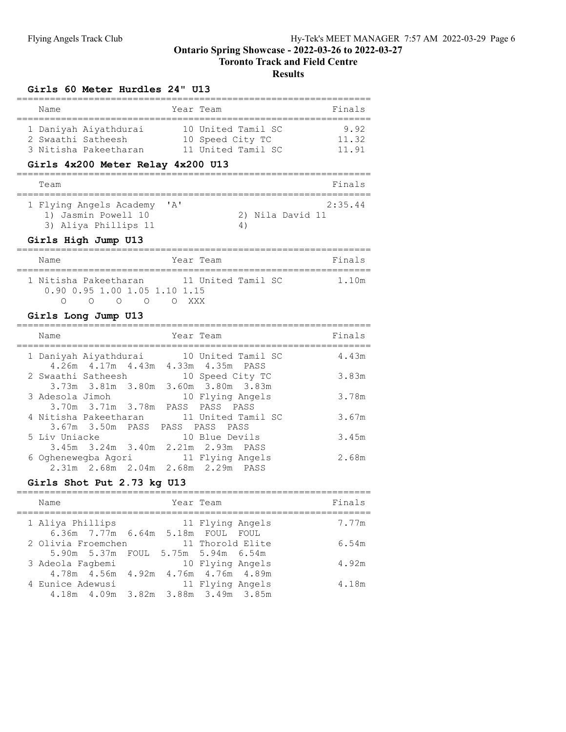# Ontario Spring Showcase - 2022-03-26 to 2022-03-27

## Toronto Track and Field Centre

## Results

### Girls 60 Meter Hurdles 24" U13

| Name | Year | Team | Finals |
|---|---|---|---|
| 1 Daniyah Aiyathdurai | 10 | United Tamil SC | 9.92 |
| 2 Swaathi Satheesh | 10 | Speed City TC | 11.32 |
| 3 Nitisha Pakeetharan | 11 | United Tamil SC | 11.91 |

### Girls 4x200 Meter Relay 4x200 U13

| Team | Finals |
|---|---|
| 1 Flying Angels Academy 'A' | 2:35.44 |
| 1) Jasmin Powell 10, 2) Nila David 11, 3) Aliya Phillips 11, 4) | |

### Girls High Jump U13

| Name | Year | Team | Finals |
|---|---|---|---|
| 1 Nitisha Pakeetharan | 11 | United Tamil SC | 1.10m |

| 0.90 | 0.95 | 1.00 | 1.05 | 1.10 | 1.15 |
|---|---|---|---|---|---|
| O | O | O | O | O | XXX |

### Girls Long Jump U13

| Name | Year | Team | Finals |
|---|---|---|---|
| 1 Daniyah Aiyathdurai | 10 | United Tamil SC | 4.43m |
| 4.26m 4.17m 4.43m 4.33m 4.35m PASS | | | |
| 2 Swaathi Satheesh | 10 | Speed City TC | 3.83m |
| 3.73m 3.81m 3.80m 3.60m 3.80m 3.83m | | | |
| 3 Adesola Jimoh | 10 | Flying Angels | 3.78m |
| 3.70m 3.71m 3.78m PASS PASS PASS | | | |
| 4 Nitisha Pakeetharan | 11 | United Tamil SC | 3.67m |
| 3.67m 3.50m PASS PASS PASS PASS | | | |
| 5 Liv Uniacke | 10 | Blue Devils | 3.45m |
| 3.45m 3.24m 3.40m 2.21m 2.93m PASS | | | |
| 6 Oghenewegba Agori | 11 | Flying Angels | 2.68m |
| 2.31m 2.68m 2.04m 2.68m 2.29m PASS | | | |

### Girls Shot Put 2.73 kg U13

| Name | Year | Team | Finals |
|---|---|---|---|
| 1 Aliya Phillips | 11 | Flying Angels | 7.77m |
| 6.36m 7.77m 6.64m 5.18m FOUL FOUL | | | |
| 2 Olivia Froemchen | 11 | Thorold Elite | 6.54m |
| 5.90m 5.37m FOUL 5.75m 5.94m 6.54m | | | |
| 3 Adeola Fagbemi | 10 | Flying Angels | 4.92m |
| 4.78m 4.56m 4.92m 4.76m 4.76m 4.89m | | | |
| 4 Eunice Adewusi | 11 | Flying Angels | 4.18m |
| 4.18m 4.09m 3.82m 3.88m 3.49m 3.85m | | | |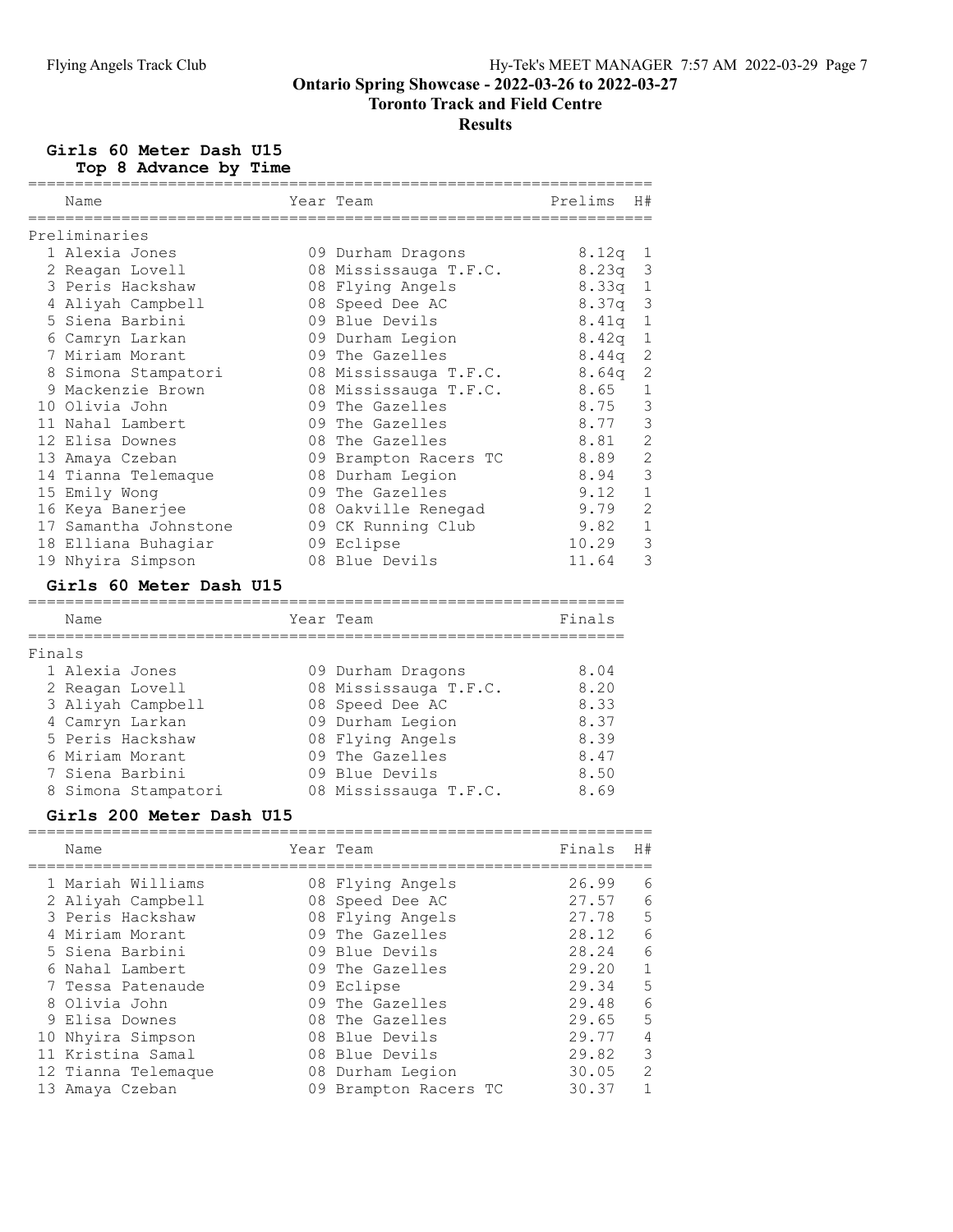# Ontario Spring Showcase - 2022-03-26 to 2022-03-27

## Toronto Track and Field Centre

### Results

**Girls 60 Meter Dash U15**

**Top 8 Advance by Time**

| Name | Year | Team | Prelims | H# |
|---|---|---|---|---|
| **Preliminaries** | | | | |
| 1 Alexia Jones | 09 | Durham Dragons | 8.12q | 1 |
| 2 Reagan Lovell | 08 | Mississauga T.F.C. | 8.23q | 3 |
| 3 Peris Hackshaw | 08 | Flying Angels | 8.33q | 1 |
| 4 Aliyah Campbell | 08 | Speed Dee AC | 8.37q | 3 |
| 5 Siena Barbini | 09 | Blue Devils | 8.41q | 1 |
| 6 Camryn Larkan | 09 | Durham Legion | 8.42q | 1 |
| 7 Miriam Morant | 09 | The Gazelles | 8.44q | 2 |
| 8 Simona Stampatori | 08 | Mississauga T.F.C. | 8.64q | 2 |
| 9 Mackenzie Brown | 08 | Mississauga T.F.C. | 8.65 | 1 |
| 10 Olivia John | 09 | The Gazelles | 8.75 | 3 |
| 11 Nahal Lambert | 09 | The Gazelles | 8.77 | 3 |
| 12 Elisa Downes | 08 | The Gazelles | 8.81 | 2 |
| 13 Amaya Czeban | 09 | Brampton Racers TC | 8.89 | 2 |
| 14 Tianna Telemaque | 08 | Durham Legion | 8.94 | 3 |
| 15 Emily Wong | 09 | The Gazelles | 9.12 | 1 |
| 16 Keya Banerjee | 08 | Oakville Renegad | 9.79 | 2 |
| 17 Samantha Johnstone | 09 | CK Running Club | 9.82 | 1 |
| 18 Elliana Buhagiar | 09 | Eclipse | 10.29 | 3 |
| 19 Nhyira Simpson | 08 | Blue Devils | 11.64 | 3 |

**Girls 60 Meter Dash U15**

| Name | Year | Team | Finals |
|---|---|---|---|
| **Finals** | | | |
| 1 Alexia Jones | 09 | Durham Dragons | 8.04 |
| 2 Reagan Lovell | 08 | Mississauga T.F.C. | 8.20 |
| 3 Aliyah Campbell | 08 | Speed Dee AC | 8.33 |
| 4 Camryn Larkan | 09 | Durham Legion | 8.37 |
| 5 Peris Hackshaw | 08 | Flying Angels | 8.39 |
| 6 Miriam Morant | 09 | The Gazelles | 8.47 |
| 7 Siena Barbini | 09 | Blue Devils | 8.50 |
| 8 Simona Stampatori | 08 | Mississauga T.F.C. | 8.69 |

**Girls 200 Meter Dash U15**

| Name | Year | Team | Finals | H# |
|---|---|---|---|---|
| 1 Mariah Williams | 08 | Flying Angels | 26.99 | 6 |
| 2 Aliyah Campbell | 08 | Speed Dee AC | 27.57 | 6 |
| 3 Peris Hackshaw | 08 | Flying Angels | 27.78 | 5 |
| 4 Miriam Morant | 09 | The Gazelles | 28.12 | 6 |
| 5 Siena Barbini | 09 | Blue Devils | 28.24 | 6 |
| 6 Nahal Lambert | 09 | The Gazelles | 29.20 | 1 |
| 7 Tessa Patenaude | 09 | Eclipse | 29.34 | 5 |
| 8 Olivia John | 09 | The Gazelles | 29.48 | 6 |
| 9 Elisa Downes | 08 | The Gazelles | 29.65 | 5 |
| 10 Nhyira Simpson | 08 | Blue Devils | 29.77 | 4 |
| 11 Kristina Samal | 08 | Blue Devils | 29.82 | 3 |
| 12 Tianna Telemaque | 08 | Durham Legion | 30.05 | 2 |
| 13 Amaya Czeban | 09 | Brampton Racers TC | 30.37 | 1 |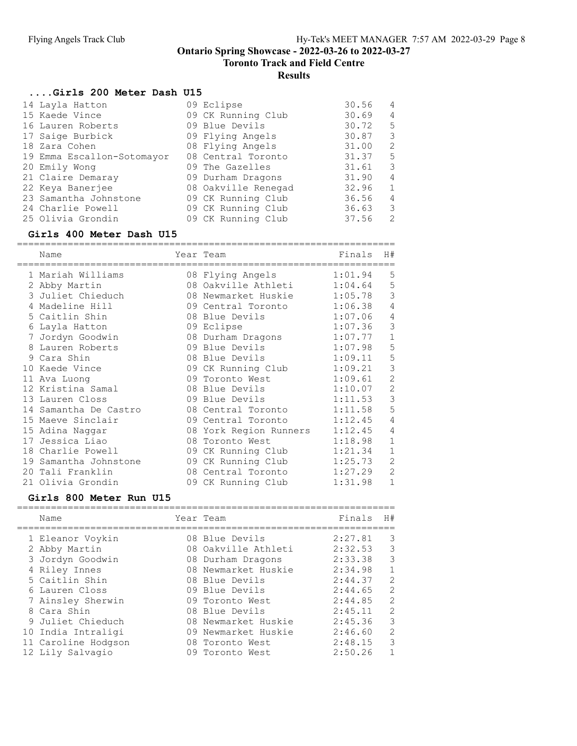# Ontario Spring Showcase - 2022-03-26 to 2022-03-27

## Toronto Track and Field Centre

## Results

### ....Girls 200 Meter Dash U15

| | Name | Year | Team | Finals | H# |
|---|---|---|---|---|---|
| 14 | Layla Hatton | 09 | Eclipse | 30.56 | 4 |
| 15 | Kaede Vince | 09 | CK Running Club | 30.69 | 4 |
| 16 | Lauren Roberts | 09 | Blue Devils | 30.72 | 5 |
| 17 | Saige Burbick | 09 | Flying Angels | 30.87 | 3 |
| 18 | Zara Cohen | 08 | Flying Angels | 31.00 | 2 |
| 19 | Emma Escallon-Sotomayor | 08 | Central Toronto | 31.37 | 5 |
| 20 | Emily Wong | 09 | The Gazelles | 31.61 | 3 |
| 21 | Claire Demaray | 09 | Durham Dragons | 31.90 | 4 |
| 22 | Keya Banerjee | 08 | Oakville Renegad | 32.96 | 1 |
| 23 | Samantha Johnstone | 09 | CK Running Club | 36.56 | 4 |
| 24 | Charlie Powell | 09 | CK Running Club | 36.63 | 3 |
| 25 | Olivia Grondin | 09 | CK Running Club | 37.56 | 2 |

### Girls 400 Meter Dash U15

| | Name | Year | Team | Finals | H# |
|---|---|---|---|---|---|
| 1 | Mariah Williams | 08 | Flying Angels | 1:01.94 | 5 |
| 2 | Abby Martin | 08 | Oakville Athleti | 1:04.64 | 5 |
| 3 | Juliet Chieduch | 08 | Newmarket Huskie | 1:05.78 | 3 |
| 4 | Madeline Hill | 09 | Central Toronto | 1:06.38 | 4 |
| 5 | Caitlin Shin | 08 | Blue Devils | 1:07.06 | 4 |
| 6 | Layla Hatton | 09 | Eclipse | 1:07.36 | 3 |
| 7 | Jordyn Goodwin | 08 | Durham Dragons | 1:07.77 | 1 |
| 8 | Lauren Roberts | 09 | Blue Devils | 1:07.98 | 5 |
| 9 | Cara Shin | 08 | Blue Devils | 1:09.11 | 5 |
| 10 | Kaede Vince | 09 | CK Running Club | 1:09.21 | 3 |
| 11 | Ava Luong | 09 | Toronto West | 1:09.61 | 2 |
| 12 | Kristina Samal | 08 | Blue Devils | 1:10.07 | 2 |
| 13 | Lauren Closs | 09 | Blue Devils | 1:11.53 | 3 |
| 14 | Samantha De Castro | 08 | Central Toronto | 1:11.58 | 5 |
| 15 | Maeve Sinclair | 09 | Central Toronto | 1:12.45 | 4 |
| 15 | Adina Naggar | 08 | York Region Runners | 1:12.45 | 4 |
| 17 | Jessica Liao | 08 | Toronto West | 1:18.98 | 1 |
| 18 | Charlie Powell | 09 | CK Running Club | 1:21.34 | 1 |
| 19 | Samantha Johnstone | 09 | CK Running Club | 1:25.73 | 2 |
| 20 | Tali Franklin | 08 | Central Toronto | 1:27.29 | 2 |
| 21 | Olivia Grondin | 09 | CK Running Club | 1:31.98 | 1 |

### Girls 800 Meter Run U15

| | Name | Year | Team | Finals | H# |
|---|---|---|---|---|---|
| 1 | Eleanor Voykin | 08 | Blue Devils | 2:27.81 | 3 |
| 2 | Abby Martin | 08 | Oakville Athleti | 2:32.53 | 3 |
| 3 | Jordyn Goodwin | 08 | Durham Dragons | 2:33.38 | 3 |
| 4 | Riley Innes | 08 | Newmarket Huskie | 2:34.98 | 1 |
| 5 | Caitlin Shin | 08 | Blue Devils | 2:44.37 | 2 |
| 6 | Lauren Closs | 09 | Blue Devils | 2:44.65 | 2 |
| 7 | Ainsley Sherwin | 09 | Toronto West | 2:44.85 | 2 |
| 8 | Cara Shin | 08 | Blue Devils | 2:45.11 | 2 |
| 9 | Juliet Chieduch | 08 | Newmarket Huskie | 2:45.36 | 3 |
| 10 | India Intraligi | 09 | Newmarket Huskie | 2:46.60 | 2 |
| 11 | Caroline Hodgson | 08 | Toronto West | 2:48.15 | 3 |
| 12 | Lily Salvagio | 09 | Toronto West | 2:50.26 | 1 |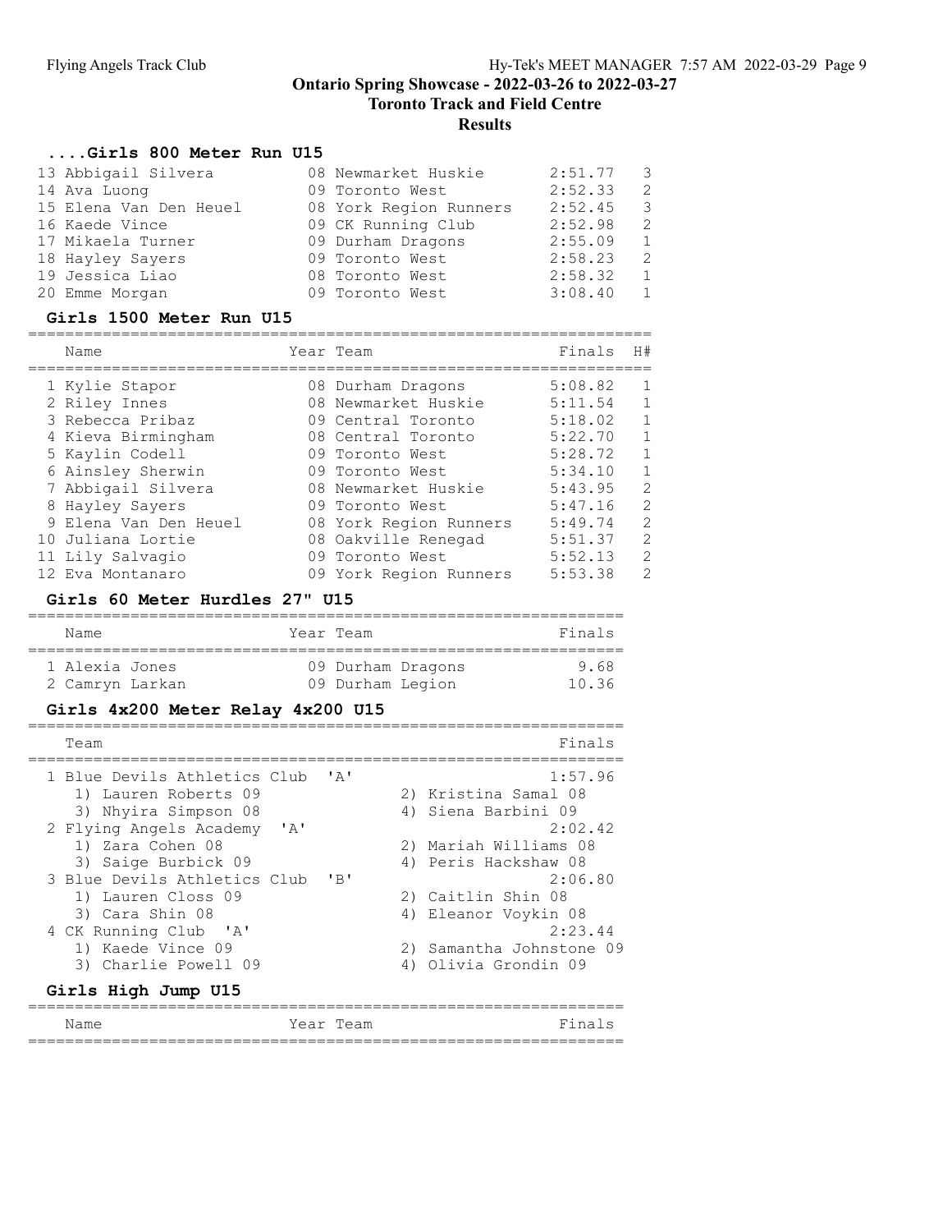## ....Girls 800 Meter Run U15

| | Name | Year | Team | Finals | H# |
|---|---|---|---|---|---|
| 13 | Abbigail Silvera | 08 | Newmarket Huskie | 2:51.77 | 3 |
| 14 | Ava Luong | 09 | Toronto West | 2:52.33 | 2 |
| 15 | Elena Van Den Heuel | 08 | York Region Runners | 2:52.45 | 3 |
| 16 | Kaede Vince | 09 | CK Running Club | 2:52.98 | 2 |
| 17 | Mikaela Turner | 09 | Durham Dragons | 2:55.09 | 1 |
| 18 | Hayley Sayers | 09 | Toronto West | 2:58.23 | 2 |
| 19 | Jessica Liao | 08 | Toronto West | 2:58.32 | 1 |
| 20 | Emme Morgan | 09 | Toronto West | 3:08.40 | 1 |

## Girls 1500 Meter Run U15

| | Name | Year | Team | Finals | H# |
|---|---|---|---|---|---|
| 1 | Kylie Stapor | 08 | Durham Dragons | 5:08.82 | 1 |
| 2 | Riley Innes | 08 | Newmarket Huskie | 5:11.54 | 1 |
| 3 | Rebecca Pribaz | 09 | Central Toronto | 5:18.02 | 1 |
| 4 | Kieva Birmingham | 08 | Central Toronto | 5:22.70 | 1 |
| 5 | Kaylin Codell | 09 | Toronto West | 5:28.72 | 1 |
| 6 | Ainsley Sherwin | 09 | Toronto West | 5:34.10 | 1 |
| 7 | Abbigail Silvera | 08 | Newmarket Huskie | 5:43.95 | 2 |
| 8 | Hayley Sayers | 09 | Toronto West | 5:47.16 | 2 |
| 9 | Elena Van Den Heuel | 08 | York Region Runners | 5:49.74 | 2 |
| 10 | Juliana Lortie | 08 | Oakville Renegad | 5:51.37 | 2 |
| 11 | Lily Salvagio | 09 | Toronto West | 5:52.13 | 2 |
| 12 | Eva Montanaro | 09 | York Region Runners | 5:53.38 | 2 |

## Girls 60 Meter Hurdles 27" U15

| | Name | Year | Team | Finals |
|---|---|---|---|---|
| 1 | Alexia Jones | 09 | Durham Dragons | 9.68 |
| 2 | Camryn Larkan | 09 | Durham Legion | 10.36 |

## Girls 4x200 Meter Relay 4x200 U15

| | Team | Finals |
|---|---|---|
| 1 | Blue Devils Athletics Club 'A' | 1:57.96 |
| | 1) Lauren Roberts 09; 2) Kristina Samal 08; 3) Nhyira Simpson 08; 4) Siena Barbini 09 | |
| 2 | Flying Angels Academy 'A' | 2:02.42 |
| | 1) Zara Cohen 08; 2) Mariah Williams 08; 3) Saige Burbick 09; 4) Peris Hackshaw 08 | |
| 3 | Blue Devils Athletics Club 'B' | 2:06.80 |
| | 1) Lauren Closs 09; 2) Caitlin Shin 08; 3) Cara Shin 08; 4) Eleanor Voykin 08 | |
| 4 | CK Running Club 'A' | 2:23.44 |
| | 1) Kaede Vince 09; 2) Samantha Johnstone 09; 3) Charlie Powell 09; 4) Olivia Grondin 09 | |

## Girls High Jump U15

| Name | Year | Team | Finals |
|---|---|---|---|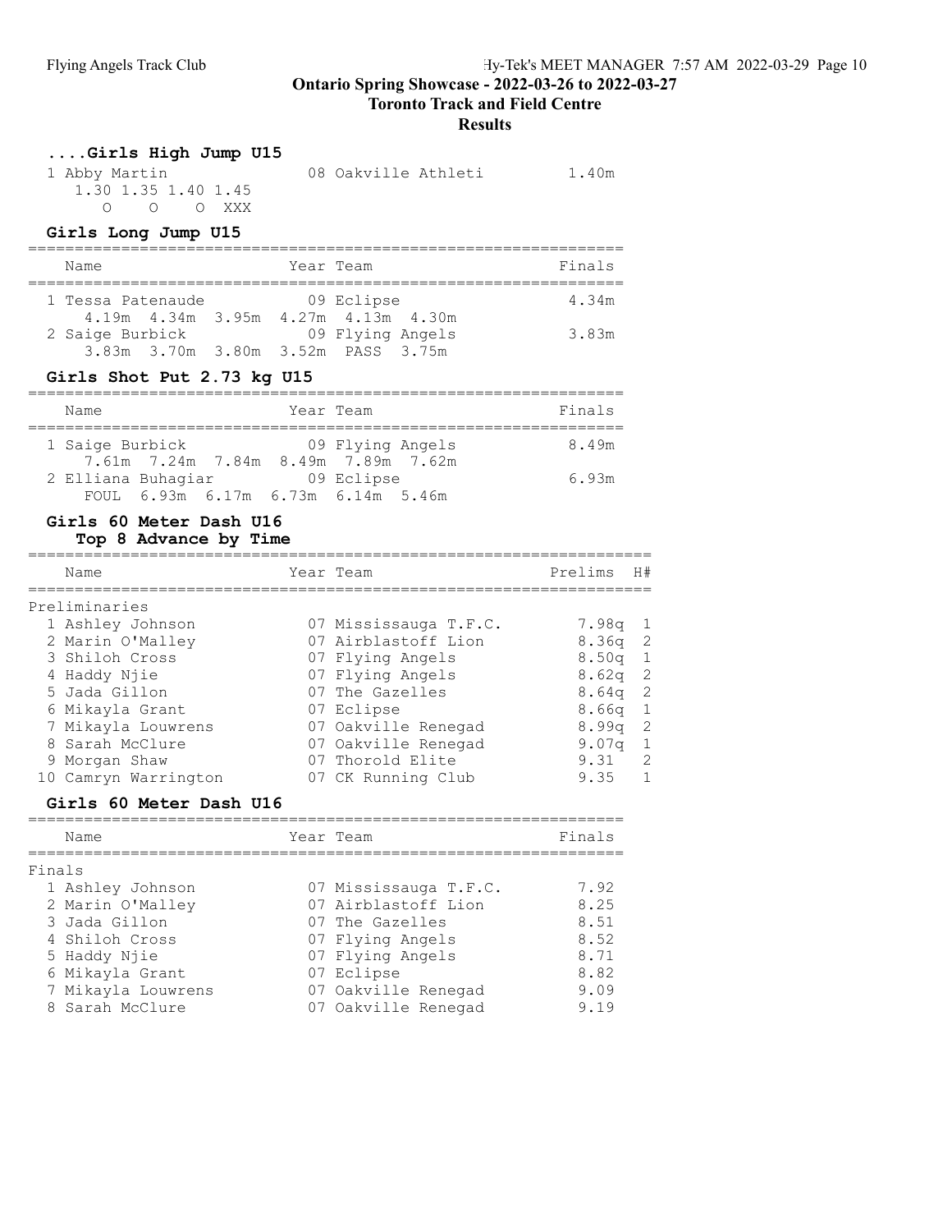## ....Girls High Jump U15

1 Abby Martin 08 Oakville Athleti 1.40m
1.30 1.35 1.40 1.45
O O O XXX

## Girls Long Jump U15

| Name | Year | Team | Finals |
|---|---|---|---|
| 1 Tessa Patenaude | 09 | Eclipse | 4.34m |
| 4.19m 4.34m 3.95m 4.27m 4.13m 4.30m | | | |
| 2 Saige Burbick | 09 | Flying Angels | 3.83m |
| 3.83m 3.70m 3.80m 3.52m PASS 3.75m | | | |

## Girls Shot Put 2.73 kg U15

| Name | Year | Team | Finals |
|---|---|---|---|
| 1 Saige Burbick | 09 | Flying Angels | 8.49m |
| 7.61m 7.24m 7.84m 8.49m 7.89m 7.62m | | | |
| 2 Elliana Buhagiar | 09 | Eclipse | 6.93m |
| FOUL 6.93m 6.17m 6.73m 6.14m 5.46m | | | |

## Girls 60 Meter Dash U16

### Top 8 Advance by Time

| Name | Year | Team | Prelims | H# |
|---|---|---|---|---|
| Preliminaries | | | | |
| 1 Ashley Johnson | 07 | Mississauga T.F.C. | 7.98q | 1 |
| 2 Marin O'Malley | 07 | Airblastoff Lion | 8.36q | 2 |
| 3 Shiloh Cross | 07 | Flying Angels | 8.50q | 1 |
| 4 Haddy Njie | 07 | Flying Angels | 8.62q | 2 |
| 5 Jada Gillon | 07 | The Gazelles | 8.64q | 2 |
| 6 Mikayla Grant | 07 | Eclipse | 8.66q | 1 |
| 7 Mikayla Louwrens | 07 | Oakville Renegad | 8.99q | 2 |
| 8 Sarah McClure | 07 | Oakville Renegad | 9.07q | 1 |
| 9 Morgan Shaw | 07 | Thorold Elite | 9.31 | 2 |
| 10 Camryn Warrington | 07 | CK Running Club | 9.35 | 1 |

## Girls 60 Meter Dash U16

| Name | Year | Team | Finals |
|---|---|---|---|
| Finals | | | |
| 1 Ashley Johnson | 07 | Mississauga T.F.C. | 7.92 |
| 2 Marin O'Malley | 07 | Airblastoff Lion | 8.25 |
| 3 Jada Gillon | 07 | The Gazelles | 8.51 |
| 4 Shiloh Cross | 07 | Flying Angels | 8.52 |
| 5 Haddy Njie | 07 | Flying Angels | 8.71 |
| 6 Mikayla Grant | 07 | Eclipse | 8.82 |
| 7 Mikayla Louwrens | 07 | Oakville Renegad | 9.09 |
| 8 Sarah McClure | 07 | Oakville Renegad | 9.19 |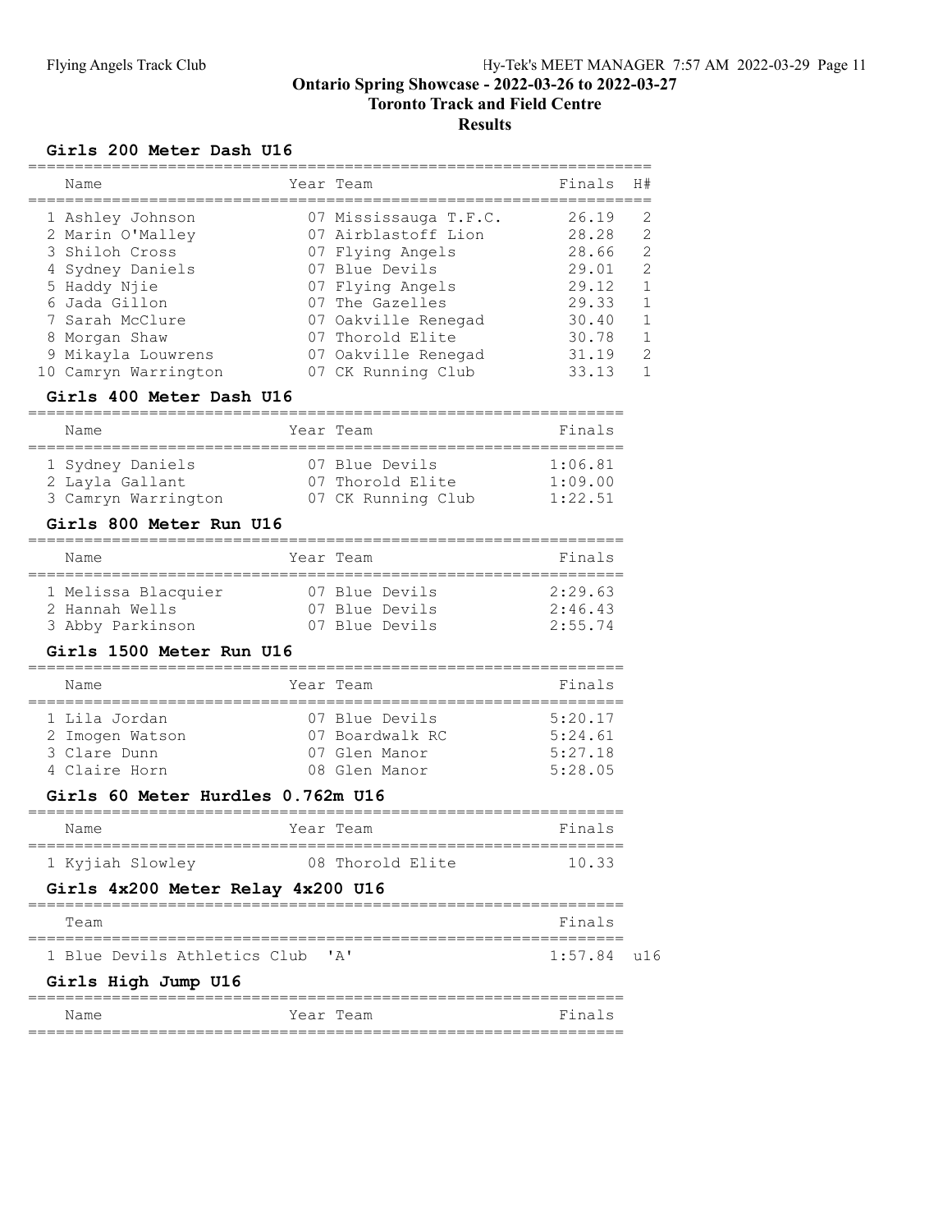# Ontario Spring Showcase - 2022-03-26 to 2022-03-27
## Toronto Track and Field Centre
## Results

### Girls 200 Meter Dash U16

| | Name | Year | Team | Finals | H# |
|---|---|---|---|---|---|
| 1 | Ashley Johnson | 07 | Mississauga T.F.C. | 26.19 | 2 |
| 2 | Marin O'Malley | 07 | Airblastoff Lion | 28.28 | 2 |
| 3 | Shiloh Cross | 07 | Flying Angels | 28.66 | 2 |
| 4 | Sydney Daniels | 07 | Blue Devils | 29.01 | 2 |
| 5 | Haddy Njie | 07 | Flying Angels | 29.12 | 1 |
| 6 | Jada Gillon | 07 | The Gazelles | 29.33 | 1 |
| 7 | Sarah McClure | 07 | Oakville Renegad | 30.40 | 1 |
| 8 | Morgan Shaw | 07 | Thorold Elite | 30.78 | 1 |
| 9 | Mikayla Louwrens | 07 | Oakville Renegad | 31.19 | 2 |
| 10 | Camryn Warrington | 07 | CK Running Club | 33.13 | 1 |

### Girls 400 Meter Dash U16

| | Name | Year | Team | Finals |
|---|---|---|---|---|
| 1 | Sydney Daniels | 07 | Blue Devils | 1:06.81 |
| 2 | Layla Gallant | 07 | Thorold Elite | 1:09.00 |
| 3 | Camryn Warrington | 07 | CK Running Club | 1:22.51 |

### Girls 800 Meter Run U16

| | Name | Year | Team | Finals |
|---|---|---|---|---|
| 1 | Melissa Blacquier | 07 | Blue Devils | 2:29.63 |
| 2 | Hannah Wells | 07 | Blue Devils | 2:46.43 |
| 3 | Abby Parkinson | 07 | Blue Devils | 2:55.74 |

### Girls 1500 Meter Run U16

| | Name | Year | Team | Finals |
|---|---|---|---|---|
| 1 | Lila Jordan | 07 | Blue Devils | 5:20.17 |
| 2 | Imogen Watson | 07 | Boardwalk RC | 5:24.61 |
| 3 | Clare Dunn | 07 | Glen Manor | 5:27.18 |
| 4 | Claire Horn | 08 | Glen Manor | 5:28.05 |

### Girls 60 Meter Hurdles 0.762m U16

| | Name | Year | Team | Finals |
|---|---|---|---|---|
| 1 | Kyjiah Slowley | 08 | Thorold Elite | 10.33 |

### Girls 4x200 Meter Relay 4x200 U16

| | Team | | Finals | |
|---|---|---|---|---|
| 1 | Blue Devils Athletics Club | 'A' | 1:57.84 | u16 |

### Girls High Jump U16

| Name | Year | Team | Finals |
|---|---|---|---|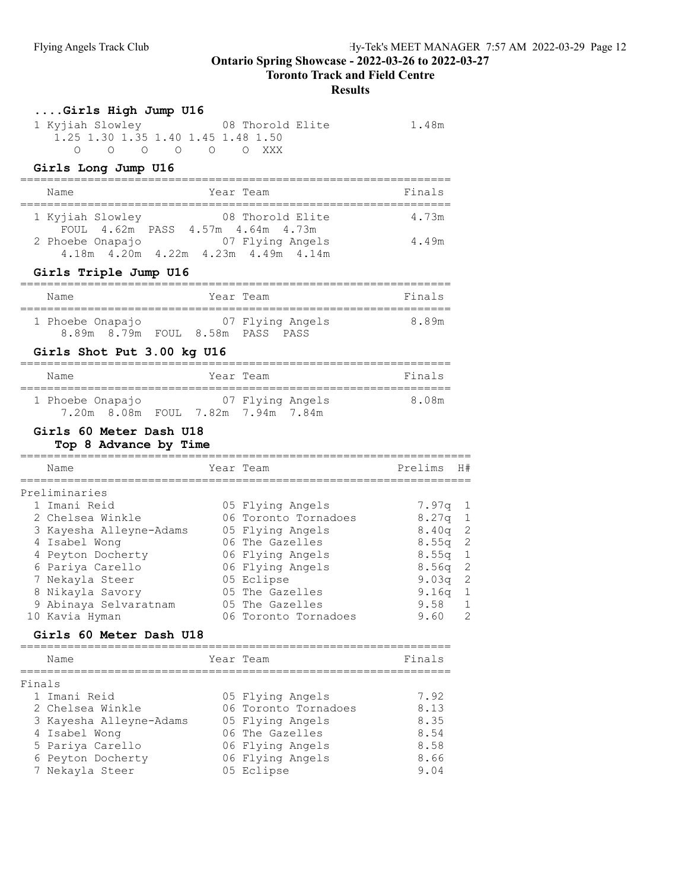## ....Girls High Jump U16

| | | | |
|---|---|---|---|
| 1 | Kyjiah Slowley | 08 Thorold Elite | 1.48m |

1.25 1.30 1.35 1.40 1.45 1.48 1.50
O O O O O O XXX

## Girls Long Jump U16

| | Name | Year Team | Finals |
|---|---|---|---|
| 1 | Kyjiah Slowley | 08 Thorold Elite | 4.73m |
| | FOUL 4.62m PASS 4.57m 4.64m 4.73m | | |
| 2 | Phoebe Onapajo | 07 Flying Angels | 4.49m |
| | 4.18m 4.20m 4.22m 4.23m 4.49m 4.14m | | |

## Girls Triple Jump U16

| | Name | Year Team | Finals |
|---|---|---|---|
| 1 | Phoebe Onapajo | 07 Flying Angels | 8.89m |
| | 8.89m 8.79m FOUL 8.58m PASS PASS | | |

## Girls Shot Put 3.00 kg U16

| | Name | Year Team | Finals |
|---|---|---|---|
| 1 | Phoebe Onapajo | 07 Flying Angels | 8.08m |
| | 7.20m 8.08m FOUL 7.82m 7.94m 7.84m | | |

## Girls 60 Meter Dash U18

### Top 8 Advance by Time

| | Name | Year Team | Prelims | H# |
|---|---|---|---|---|
| **Preliminaries** | | | | |
| 1 | Imani Reid | 05 Flying Angels | 7.97q | 1 |
| 2 | Chelsea Winkle | 06 Toronto Tornadoes | 8.27q | 1 |
| 3 | Kayesha Alleyne-Adams | 05 Flying Angels | 8.40q | 2 |
| 4 | Isabel Wong | 06 The Gazelles | 8.55q | 2 |
| 4 | Peyton Docherty | 06 Flying Angels | 8.55q | 1 |
| 6 | Pariya Carello | 06 Flying Angels | 8.56q | 2 |
| 7 | Nekayla Steer | 05 Eclipse | 9.03q | 2 |
| 8 | Nikayla Savory | 05 The Gazelles | 9.16q | 1 |
| 9 | Abinaya Selvaratnam | 05 The Gazelles | 9.58 | 1 |
| 10 | Kavia Hyman | 06 Toronto Tornadoes | 9.60 | 2 |

## Girls 60 Meter Dash U18

| | Name | Year Team | Finals |
|---|---|---|---|
| **Finals** | | | |
| 1 | Imani Reid | 05 Flying Angels | 7.92 |
| 2 | Chelsea Winkle | 06 Toronto Tornadoes | 8.13 |
| 3 | Kayesha Alleyne-Adams | 05 Flying Angels | 8.35 |
| 4 | Isabel Wong | 06 The Gazelles | 8.54 |
| 5 | Pariya Carello | 06 Flying Angels | 8.58 |
| 6 | Peyton Docherty | 06 Flying Angels | 8.66 |
| 7 | Nekayla Steer | 05 Eclipse | 9.04 |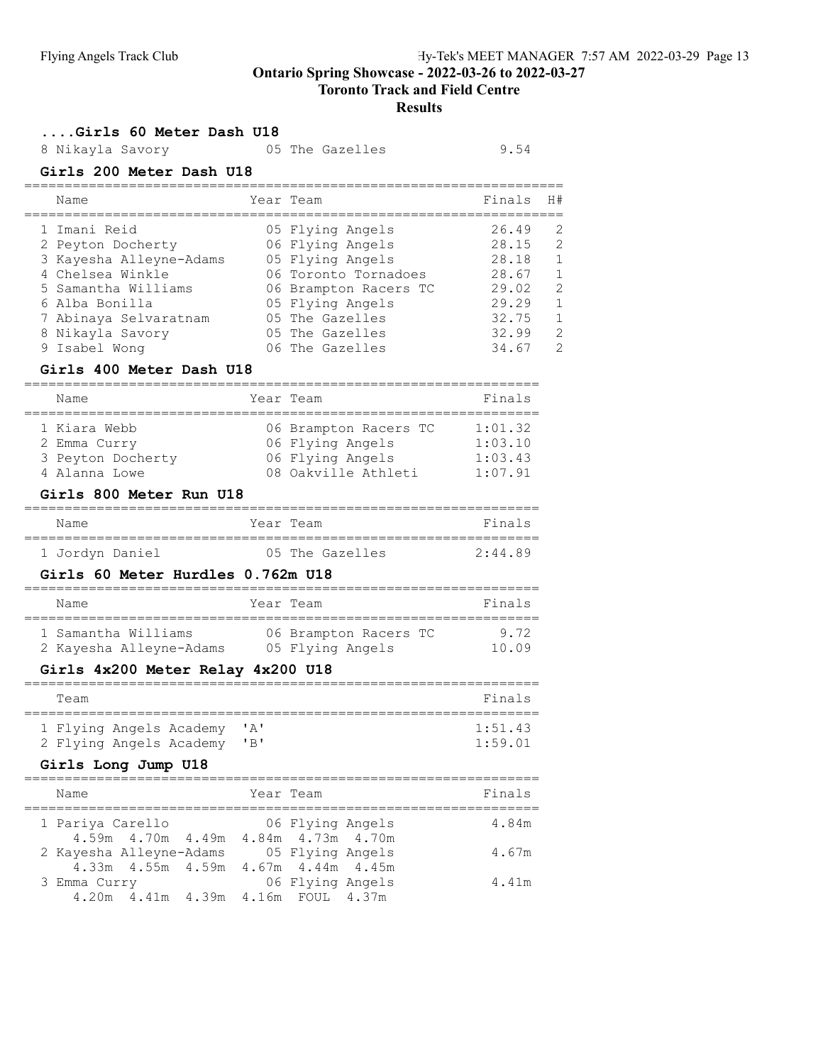#### ....Girls 60 Meter Dash U18

| | | | |
|---|---|---|---|
| 8 | Nikayla Savory | 05 The Gazelles | 9.54 |

#### Girls 200 Meter Dash U18

| | Name | Year Team | Finals | H# |
|---|---|---|---|---|
| 1 | Imani Reid | 05 Flying Angels | 26.49 | 2 |
| 2 | Peyton Docherty | 06 Flying Angels | 28.15 | 2 |
| 3 | Kayesha Alleyne-Adams | 05 Flying Angels | 28.18 | 1 |
| 4 | Chelsea Winkle | 06 Toronto Tornadoes | 28.67 | 1 |
| 5 | Samantha Williams | 06 Brampton Racers TC | 29.02 | 2 |
| 6 | Alba Bonilla | 05 Flying Angels | 29.29 | 1 |
| 7 | Abinaya Selvaratnam | 05 The Gazelles | 32.75 | 1 |
| 8 | Nikayla Savory | 05 The Gazelles | 32.99 | 2 |
| 9 | Isabel Wong | 06 The Gazelles | 34.67 | 2 |

#### Girls 400 Meter Dash U18

| | Name | Year Team | Finals |
|---|---|---|---|
| 1 | Kiara Webb | 06 Brampton Racers TC | 1:01.32 |
| 2 | Emma Curry | 06 Flying Angels | 1:03.10 |
| 3 | Peyton Docherty | 06 Flying Angels | 1:03.43 |
| 4 | Alanna Lowe | 08 Oakville Athleti | 1:07.91 |

#### Girls 800 Meter Run U18

| | Name | Year Team | Finals |
|---|---|---|---|
| 1 | Jordyn Daniel | 05 The Gazelles | 2:44.89 |

#### Girls 60 Meter Hurdles 0.762m U18

| | Name | Year Team | Finals |
|---|---|---|---|
| 1 | Samantha Williams | 06 Brampton Racers TC | 9.72 |
| 2 | Kayesha Alleyne-Adams | 05 Flying Angels | 10.09 |

#### Girls 4x200 Meter Relay 4x200 U18

| | Team | | Finals |
|---|---|---|---|
| 1 | Flying Angels Academy | 'A' | 1:51.43 |
| 2 | Flying Angels Academy | 'B' | 1:59.01 |

#### Girls Long Jump U18

| | Name | Year Team | Finals |
|---|---|---|---|
| 1 | Pariya Carello | 06 Flying Angels | 4.84m |
| | 4.59m 4.70m 4.49m 4.84m 4.73m 4.70m | | |
| 2 | Kayesha Alleyne-Adams | 05 Flying Angels | 4.67m |
| | 4.33m 4.55m 4.59m 4.67m 4.44m 4.45m | | |
| 3 | Emma Curry | 06 Flying Angels | 4.41m |
| | 4.20m 4.41m 4.39m 4.16m FOUL 4.37m | | |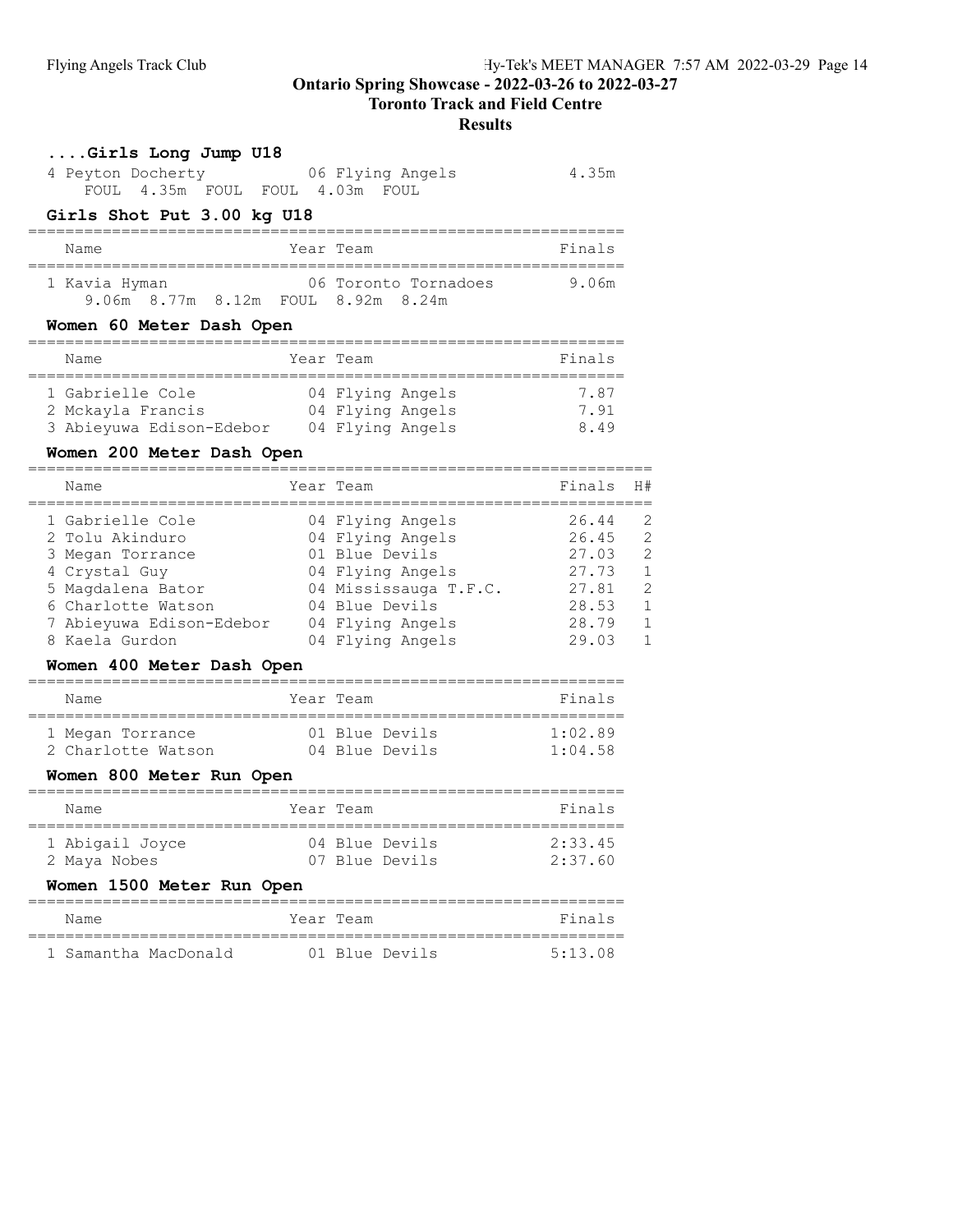### ....Girls Long Jump U18

| | | | |
|---|---|---|---|
| 4 | Peyton Docherty | 06 Flying Angels | 4.35m |
| | FOUL 4.35m FOUL FOUL 4.03m FOUL | | |

### Girls Shot Put 3.00 kg U18

| | Name | Year Team | Finals |
|---|---|---|---|
| 1 | Kavia Hyman | 06 Toronto Tornadoes | 9.06m |
| | 9.06m 8.77m 8.12m FOUL 8.92m 8.24m | | |

### Women 60 Meter Dash Open

| | Name | Year Team | Finals |
|---|---|---|---|
| 1 | Gabrielle Cole | 04 Flying Angels | 7.87 |
| 2 | Mckayla Francis | 04 Flying Angels | 7.91 |
| 3 | Abieyuwa Edison-Edebor | 04 Flying Angels | 8.49 |

### Women 200 Meter Dash Open

| | Name | Year Team | Finals | H# |
|---|---|---|---|---|
| 1 | Gabrielle Cole | 04 Flying Angels | 26.44 | 2 |
| 2 | Tolu Akinduro | 04 Flying Angels | 26.45 | 2 |
| 3 | Megan Torrance | 01 Blue Devils | 27.03 | 2 |
| 4 | Crystal Guy | 04 Flying Angels | 27.73 | 1 |
| 5 | Magdalena Bator | 04 Mississauga T.F.C. | 27.81 | 2 |
| 6 | Charlotte Watson | 04 Blue Devils | 28.53 | 1 |
| 7 | Abieyuwa Edison-Edebor | 04 Flying Angels | 28.79 | 1 |
| 8 | Kaela Gurdon | 04 Flying Angels | 29.03 | 1 |

### Women 400 Meter Dash Open

| | Name | Year Team | Finals |
|---|---|---|---|
| 1 | Megan Torrance | 01 Blue Devils | 1:02.89 |
| 2 | Charlotte Watson | 04 Blue Devils | 1:04.58 |

### Women 800 Meter Run Open

| | Name | Year Team | Finals |
|---|---|---|---|
| 1 | Abigail Joyce | 04 Blue Devils | 2:33.45 |
| 2 | Maya Nobes | 07 Blue Devils | 2:37.60 |

### Women 1500 Meter Run Open

| | Name | Year Team | Finals |
|---|---|---|---|
| 1 | Samantha MacDonald | 01 Blue Devils | 5:13.08 |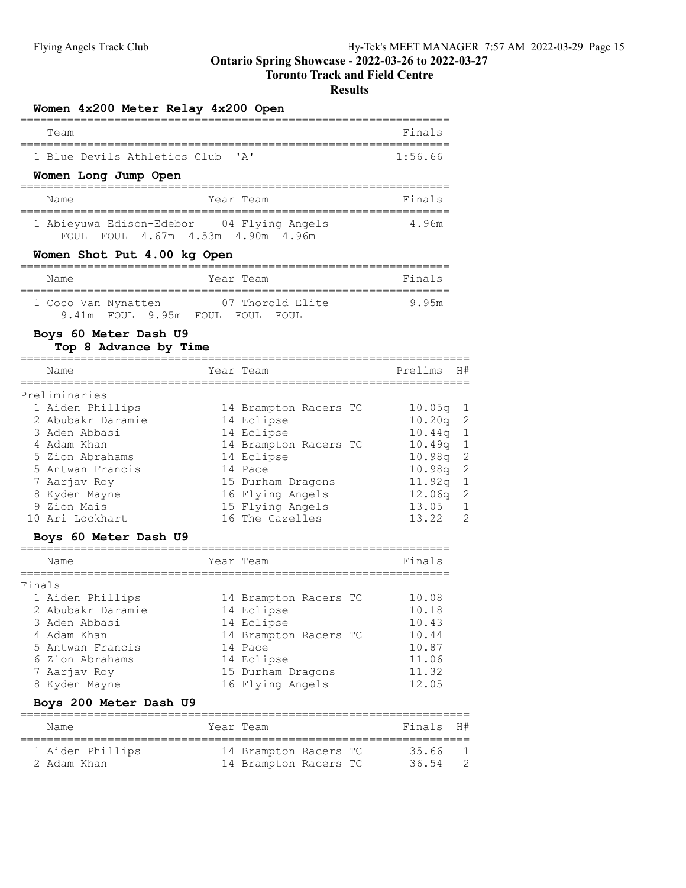# Ontario Spring Showcase - 2022-03-26 to 2022-03-27

## Toronto Track and Field Centre

## Results

### Women 4x200 Meter Relay 4x200 Open

| | Team | Finals |
|---|---|---|
| 1 | Blue Devils Athletics Club 'A' | 1:56.66 |

### Women Long Jump Open

| | Name | Year | Team | Finals |
|---|---|---|---|---|
| 1 | Abieyuwa Edison-Edebor | 04 | Flying Angels | 4.96m |

FOUL FOUL 4.67m 4.53m 4.90m 4.96m

### Women Shot Put 4.00 kg Open

| | Name | Year | Team | Finals |
|---|---|---|---|---|
| 1 | Coco Van Nynatten | 07 | Thorold Elite | 9.95m |

9.41m FOUL 9.95m FOUL FOUL FOUL

### Boys 60 Meter Dash U9

**Top 8 Advance by Time**

Preliminaries

| | Name | Year | Team | Prelims | H# |
|---|---|---|---|---|---|
| 1 | Aiden Phillips | 14 | Brampton Racers TC | 10.05q | 1 |
| 2 | Abubakr Daramie | 14 | Eclipse | 10.20q | 2 |
| 3 | Aden Abbasi | 14 | Eclipse | 10.44q | 1 |
| 4 | Adam Khan | 14 | Brampton Racers TC | 10.49q | 1 |
| 5 | Zion Abrahams | 14 | Eclipse | 10.98q | 2 |
| 5 | Antwan Francis | 14 | Pace | 10.98q | 2 |
| 7 | Aarjav Roy | 15 | Durham Dragons | 11.92q | 1 |
| 8 | Kyden Mayne | 16 | Flying Angels | 12.06q | 2 |
| 9 | Zion Mais | 15 | Flying Angels | 13.05 | 1 |
| 10 | Ari Lockhart | 16 | The Gazelles | 13.22 | 2 |

### Boys 60 Meter Dash U9

Finals

| | Name | Year | Team | Finals |
|---|---|---|---|---|
| 1 | Aiden Phillips | 14 | Brampton Racers TC | 10.08 |
| 2 | Abubakr Daramie | 14 | Eclipse | 10.18 |
| 3 | Aden Abbasi | 14 | Eclipse | 10.43 |
| 4 | Adam Khan | 14 | Brampton Racers TC | 10.44 |
| 5 | Antwan Francis | 14 | Pace | 10.87 |
| 6 | Zion Abrahams | 14 | Eclipse | 11.06 |
| 7 | Aarjav Roy | 15 | Durham Dragons | 11.32 |
| 8 | Kyden Mayne | 16 | Flying Angels | 12.05 |

### Boys 200 Meter Dash U9

| | Name | Year | Team | Finals | H# |
|---|---|---|---|---|---|
| 1 | Aiden Phillips | 14 | Brampton Racers TC | 35.66 | 1 |
| 2 | Adam Khan | 14 | Brampton Racers TC | 36.54 | 2 |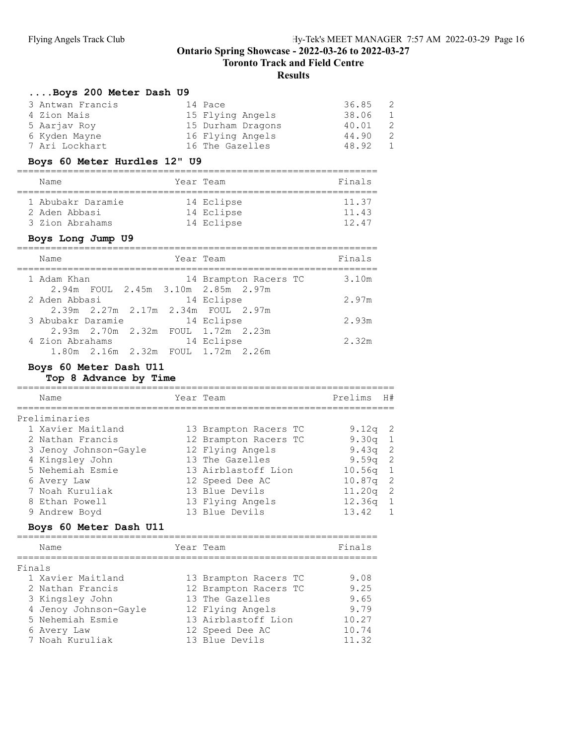### ....Boys 200 Meter Dash U9

| | | | | |
|---|---|---|---|---|
| 3 | Antwan Francis | 14 | Pace | 36.85 | 2 |
| 4 | Zion Mais | 15 | Flying Angels | 38.06 | 1 |
| 5 | Aarjav Roy | 15 | Durham Dragons | 40.01 | 2 |
| 6 | Kyden Mayne | 16 | Flying Angels | 44.90 | 2 |
| 7 | Ari Lockhart | 16 | The Gazelles | 48.92 | 1 |

### Boys 60 Meter Hurdles 12" U9

| | Name | Year | Team | Finals |
|---|---|---|---|---|
| 1 | Abubakr Daramie | 14 | Eclipse | 11.37 |
| 2 | Aden Abbasi | 14 | Eclipse | 11.43 |
| 3 | Zion Abrahams | 14 | Eclipse | 12.47 |

### Boys Long Jump U9

| | Name | Year | Team | Finals |
|---|---|---|---|---|
| 1 | Adam Khan | 14 | Brampton Racers TC | 3.10m |
| | 2.94m FOUL 2.45m 3.10m 2.85m 2.97m | | | |
| 2 | Aden Abbasi | 14 | Eclipse | 2.97m |
| | 2.39m 2.27m 2.17m 2.34m FOUL 2.97m | | | |
| 3 | Abubakr Daramie | 14 | Eclipse | 2.93m |
| | 2.93m 2.70m 2.32m FOUL 1.72m 2.23m | | | |
| 4 | Zion Abrahams | 14 | Eclipse | 2.32m |
| | 1.80m 2.16m 2.32m FOUL 1.72m 2.26m | | | |

### Boys 60 Meter Dash U11

Top 8 Advance by Time

| | Name | Year | Team | Prelims | H# |
|---|---|---|---|---|---|
| **Preliminaries** | | | | | |
| 1 | Xavier Maitland | 13 | Brampton Racers TC | 9.12q | 2 |
| 2 | Nathan Francis | 12 | Brampton Racers TC | 9.30q | 1 |
| 3 | Jenoy Johnson-Gayle | 12 | Flying Angels | 9.43q | 2 |
| 4 | Kingsley John | 13 | The Gazelles | 9.59q | 2 |
| 5 | Nehemiah Esmie | 13 | Airblastoff Lion | 10.56q | 1 |
| 6 | Avery Law | 12 | Speed Dee AC | 10.87q | 2 |
| 7 | Noah Kuruliak | 13 | Blue Devils | 11.20q | 2 |
| 8 | Ethan Powell | 13 | Flying Angels | 12.36q | 1 |
| 9 | Andrew Boyd | 13 | Blue Devils | 13.42 | 1 |

### Boys 60 Meter Dash U11

| | Name | Year | Team | Finals |
|---|---|---|---|---|
| **Finals** | | | | |
| 1 | Xavier Maitland | 13 | Brampton Racers TC | 9.08 |
| 2 | Nathan Francis | 12 | Brampton Racers TC | 9.25 |
| 3 | Kingsley John | 13 | The Gazelles | 9.65 |
| 4 | Jenoy Johnson-Gayle | 12 | Flying Angels | 9.79 |
| 5 | Nehemiah Esmie | 13 | Airblastoff Lion | 10.27 |
| 6 | Avery Law | 12 | Speed Dee AC | 10.74 |
| 7 | Noah Kuruliak | 13 | Blue Devils | 11.32 |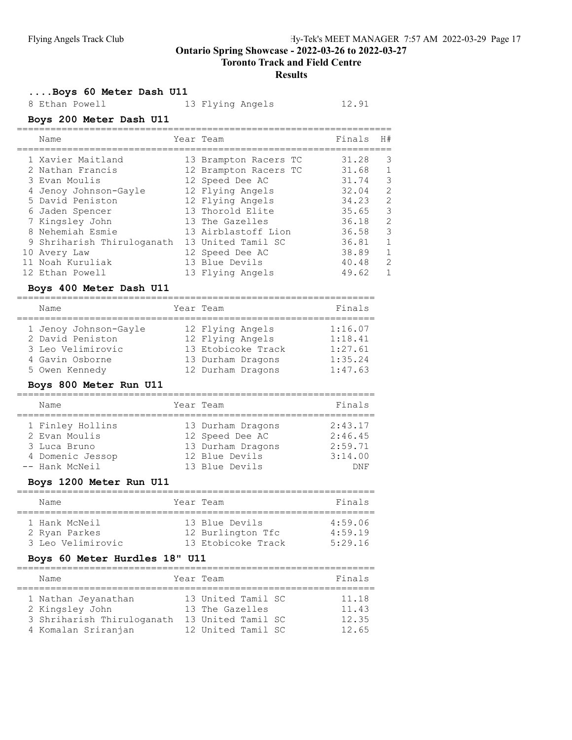# Ontario Spring Showcase - 2022-03-26 to 2022-03-27

## Toronto Track and Field Centre

## Results

### ....Boys 60 Meter Dash U11

| | | | | |
|---|---|---|---|---|
| 8 | Ethan Powell | 13 | Flying Angels | 12.91 |

### Boys 200 Meter Dash U11

| | Name | Year | Team | Finals | H# |
|---|---|---|---|---|---|
| 1 | Xavier Maitland | 13 | Brampton Racers TC | 31.28 | 3 |
| 2 | Nathan Francis | 12 | Brampton Racers TC | 31.68 | 1 |
| 3 | Evan Moulis | 12 | Speed Dee AC | 31.74 | 3 |
| 4 | Jenoy Johnson-Gayle | 12 | Flying Angels | 32.04 | 2 |
| 5 | David Peniston | 12 | Flying Angels | 34.23 | 2 |
| 6 | Jaden Spencer | 13 | Thorold Elite | 35.65 | 3 |
| 7 | Kingsley John | 13 | The Gazelles | 36.18 | 2 |
| 8 | Nehemiah Esmie | 13 | Airblastoff Lion | 36.58 | 3 |
| 9 | Shriharish Thiruloganath | 13 | United Tamil SC | 36.81 | 1 |
| 10 | Avery Law | 12 | Speed Dee AC | 38.89 | 1 |
| 11 | Noah Kuruliak | 13 | Blue Devils | 40.48 | 2 |
| 12 | Ethan Powell | 13 | Flying Angels | 49.62 | 1 |

### Boys 400 Meter Dash U11

| | Name | Year | Team | Finals |
|---|---|---|---|---|
| 1 | Jenoy Johnson-Gayle | 12 | Flying Angels | 1:16.07 |
| 2 | David Peniston | 12 | Flying Angels | 1:18.41 |
| 3 | Leo Velimirovic | 13 | Etobicoke Track | 1:27.61 |
| 4 | Gavin Osborne | 13 | Durham Dragons | 1:35.24 |
| 5 | Owen Kennedy | 12 | Durham Dragons | 1:47.63 |

### Boys 800 Meter Run U11

| | Name | Year | Team | Finals |
|---|---|---|---|---|
| 1 | Finley Hollins | 13 | Durham Dragons | 2:43.17 |
| 2 | Evan Moulis | 12 | Speed Dee AC | 2:46.45 |
| 3 | Luca Bruno | 13 | Durham Dragons | 2:59.71 |
| 4 | Domenic Jessop | 12 | Blue Devils | 3:14.00 |
| -- | Hank McNeil | 13 | Blue Devils | DNF |

### Boys 1200 Meter Run U11

| | Name | Year | Team | Finals |
|---|---|---|---|---|
| 1 | Hank McNeil | 13 | Blue Devils | 4:59.06 |
| 2 | Ryan Parkes | 12 | Burlington Tfc | 4:59.19 |
| 3 | Leo Velimirovic | 13 | Etobicoke Track | 5:29.16 |

### Boys 60 Meter Hurdles 18" U11

| | Name | Year | Team | Finals |
|---|---|---|---|---|
| 1 | Nathan Jeyanathan | 13 | United Tamil SC | 11.18 |
| 2 | Kingsley John | 13 | The Gazelles | 11.43 |
| 3 | Shriharish Thiruloganath | 13 | United Tamil SC | 12.35 |
| 4 | Komalan Sriranjan | 12 | United Tamil SC | 12.65 |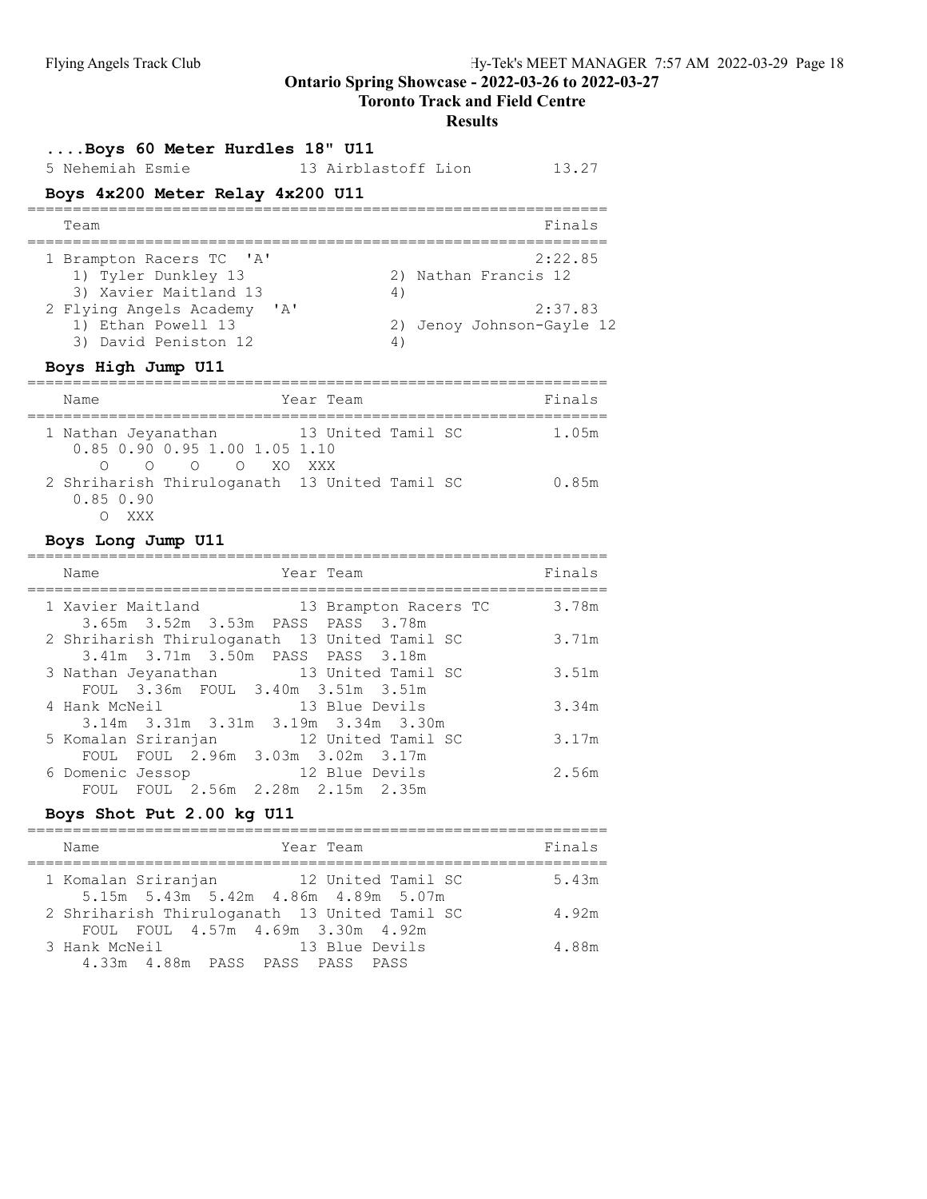Ontario Spring Showcase - 2022-03-26 to 2022-03-27

Toronto Track and Field Centre

Results

### ....Boys 60 Meter Hurdles 18" U11

| | | | |
|---|---|---|---|
| 5 | Nehemiah Esmie | 13 Airblastoff Lion | 13.27 |

### Boys 4x200 Meter Relay 4x200 U11

| Team | | | Finals |
|---|---|---|---|
| 1 Brampton Racers TC 'A' | | | 2:22.85 |
| | 1) Tyler Dunkley 13 | 2) Nathan Francis 12 | |
| | 3) Xavier Maitland 13 | 4) | |
| 2 Flying Angels Academy 'A' | | | 2:37.83 |
| | 1) Ethan Powell 13 | 2) Jenoy Johnson-Gayle 12 | |
| | 3) David Peniston 12 | 4) | |

### Boys High Jump U11

| | Name | Year | Team | Finals |
|---|---|---|---|---|
| 1 | Nathan Jeyanathan | 13 | United Tamil SC | 1.05m |
| | 0.85 0.90 0.95 1.00 1.05 1.10 | | | |
| | O O O O XO XXX | | | |
| 2 | Shriharish Thiruloganath | 13 | United Tamil SC | 0.85m |
| | 0.85 0.90 | | | |
| | O XXX | | | |

### Boys Long Jump U11

| | Name | Year | Team | Finals |
|---|---|---|---|---|
| 1 | Xavier Maitland | 13 | Brampton Racers TC | 3.78m |
| | 3.65m 3.52m 3.53m PASS PASS 3.78m | | | |
| 2 | Shriharish Thiruloganath | 13 | United Tamil SC | 3.71m |
| | 3.41m 3.71m 3.50m PASS PASS 3.18m | | | |
| 3 | Nathan Jeyanathan | 13 | United Tamil SC | 3.51m |
| | FOUL 3.36m FOUL 3.40m 3.51m 3.51m | | | |
| 4 | Hank McNeil | 13 | Blue Devils | 3.34m |
| | 3.14m 3.31m 3.31m 3.19m 3.34m 3.30m | | | |
| 5 | Komalan Sriranjan | 12 | United Tamil SC | 3.17m |
| | FOUL FOUL 2.96m 3.03m 3.02m 3.17m | | | |
| 6 | Domenic Jessop | 12 | Blue Devils | 2.56m |
| | FOUL FOUL 2.56m 2.28m 2.15m 2.35m | | | |

### Boys Shot Put 2.00 kg U11

| | Name | Year | Team | Finals |
|---|---|---|---|---|
| 1 | Komalan Sriranjan | 12 | United Tamil SC | 5.43m |
| | 5.15m 5.43m 5.42m 4.86m 4.89m 5.07m | | | |
| 2 | Shriharish Thiruloganath | 13 | United Tamil SC | 4.92m |
| | FOUL FOUL 4.57m 4.69m 3.30m 4.92m | | | |
| 3 | Hank McNeil | 13 | Blue Devils | 4.88m |
| | 4.33m 4.88m PASS PASS PASS PASS | | | |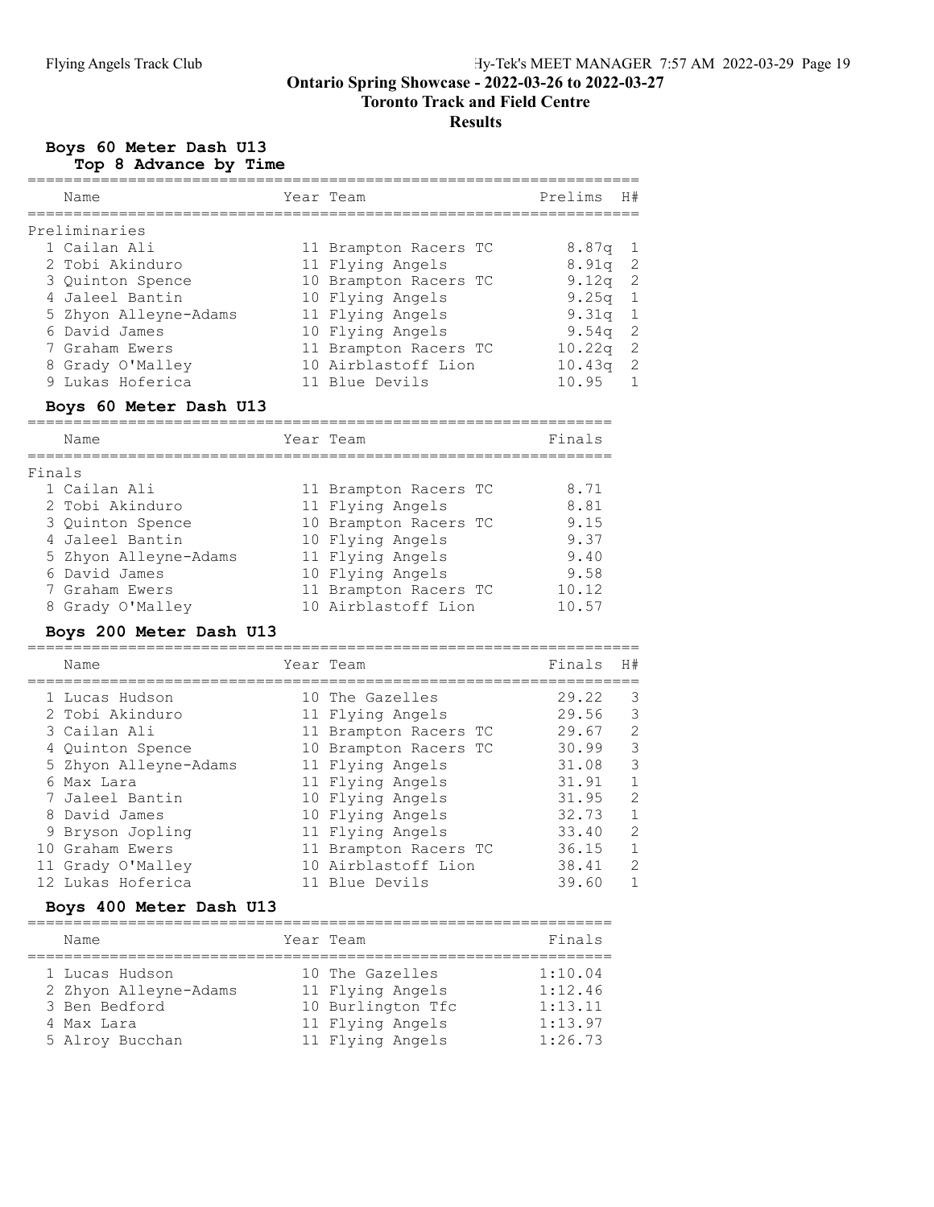# Ontario Spring Showcase - 2022-03-26 to 2022-03-27

## Toronto Track and Field Centre

## Results

### Boys 60 Meter Dash U13

**Top 8 Advance by Time**

| | Name | Year | Team | Prelims | H# |
|---|---|---|---|---|---|
| **Preliminaries** | | | | | |
| 1 | Cailan Ali | 11 | Brampton Racers TC | 8.87q | 1 |
| 2 | Tobi Akinduro | 11 | Flying Angels | 8.91q | 2 |
| 3 | Quinton Spence | 10 | Brampton Racers TC | 9.12q | 2 |
| 4 | Jaleel Bantin | 10 | Flying Angels | 9.25q | 1 |
| 5 | Zhyon Alleyne-Adams | 11 | Flying Angels | 9.31q | 1 |
| 6 | David James | 10 | Flying Angels | 9.54q | 2 |
| 7 | Graham Ewers | 11 | Brampton Racers TC | 10.22q | 2 |
| 8 | Grady O'Malley | 10 | Airblastoff Lion | 10.43q | 2 |
| 9 | Lukas Hoferica | 11 | Blue Devils | 10.95 | 1 |

### Boys 60 Meter Dash U13

| | Name | Year | Team | Finals |
|---|---|---|---|---|
| **Finals** | | | | |
| 1 | Cailan Ali | 11 | Brampton Racers TC | 8.71 |
| 2 | Tobi Akinduro | 11 | Flying Angels | 8.81 |
| 3 | Quinton Spence | 10 | Brampton Racers TC | 9.15 |
| 4 | Jaleel Bantin | 10 | Flying Angels | 9.37 |
| 5 | Zhyon Alleyne-Adams | 11 | Flying Angels | 9.40 |
| 6 | David James | 10 | Flying Angels | 9.58 |
| 7 | Graham Ewers | 11 | Brampton Racers TC | 10.12 |
| 8 | Grady O'Malley | 10 | Airblastoff Lion | 10.57 |

### Boys 200 Meter Dash U13

| | Name | Year | Team | Finals | H# |
|---|---|---|---|---|---|
| 1 | Lucas Hudson | 10 | The Gazelles | 29.22 | 3 |
| 2 | Tobi Akinduro | 11 | Flying Angels | 29.56 | 3 |
| 3 | Cailan Ali | 11 | Brampton Racers TC | 29.67 | 2 |
| 4 | Quinton Spence | 10 | Brampton Racers TC | 30.99 | 3 |
| 5 | Zhyon Alleyne-Adams | 11 | Flying Angels | 31.08 | 3 |
| 6 | Max Lara | 11 | Flying Angels | 31.91 | 1 |
| 7 | Jaleel Bantin | 10 | Flying Angels | 31.95 | 2 |
| 8 | David James | 10 | Flying Angels | 32.73 | 1 |
| 9 | Bryson Jopling | 11 | Flying Angels | 33.40 | 2 |
| 10 | Graham Ewers | 11 | Brampton Racers TC | 36.15 | 1 |
| 11 | Grady O'Malley | 10 | Airblastoff Lion | 38.41 | 2 |
| 12 | Lukas Hoferica | 11 | Blue Devils | 39.60 | 1 |

### Boys 400 Meter Dash U13

| | Name | Year | Team | Finals |
|---|---|---|---|---|
| 1 | Lucas Hudson | 10 | The Gazelles | 1:10.04 |
| 2 | Zhyon Alleyne-Adams | 11 | Flying Angels | 1:12.46 |
| 3 | Ben Bedford | 10 | Burlington Tfc | 1:13.11 |
| 4 | Max Lara | 11 | Flying Angels | 1:13.97 |
| 5 | Alroy Bucchan | 11 | Flying Angels | 1:26.73 |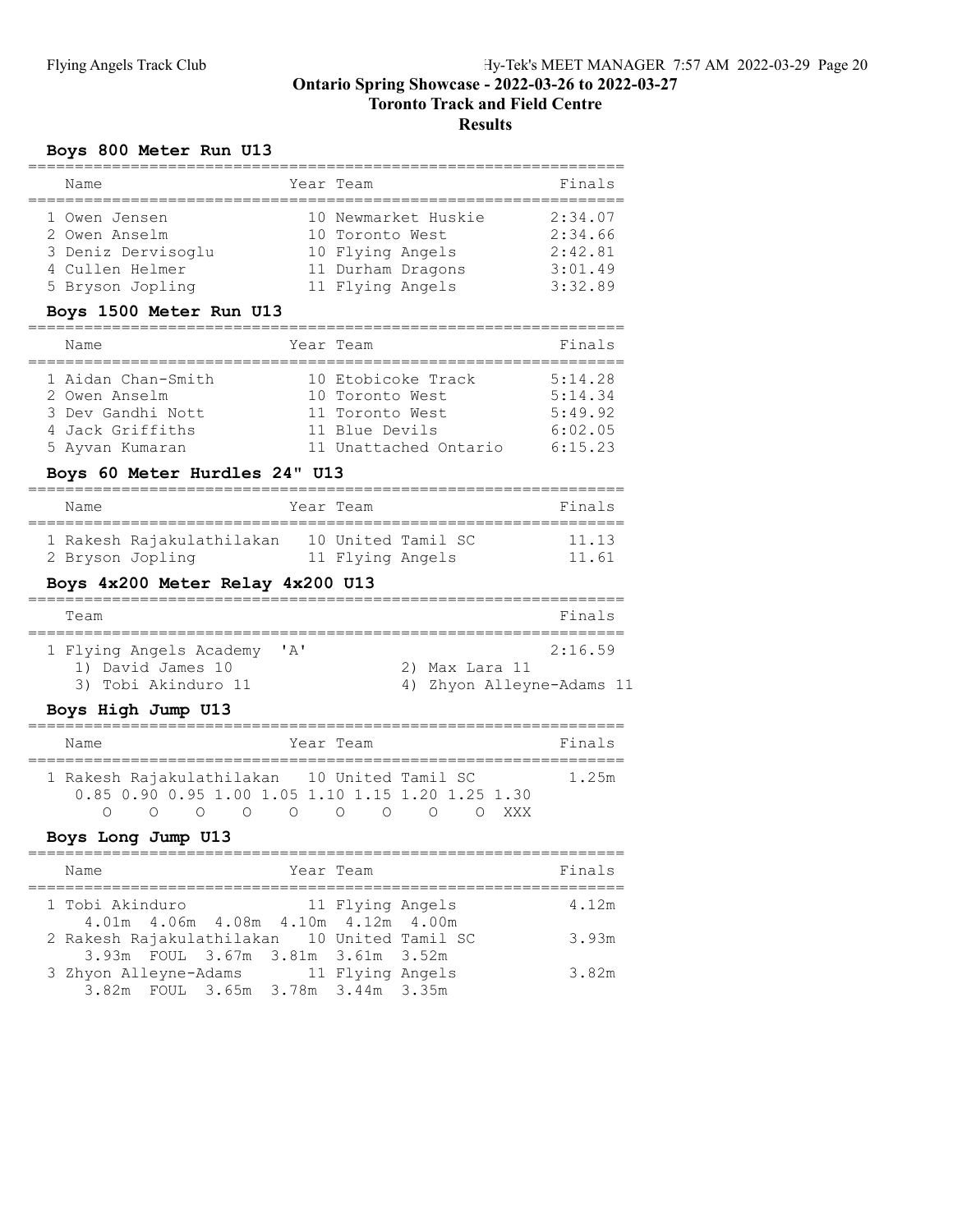# Ontario Spring Showcase - 2022-03-26 to 2022-03-27
## Toronto Track and Field Centre
## Results

### Boys 800 Meter Run U13

| | Name | Year | Team | Finals |
|---|---|---|---|---|
| 1 | Owen Jensen | 10 | Newmarket Huskie | 2:34.07 |
| 2 | Owen Anselm | 10 | Toronto West | 2:34.66 |
| 3 | Deniz Dervisoglu | 10 | Flying Angels | 2:42.81 |
| 4 | Cullen Helmer | 11 | Durham Dragons | 3:01.49 |
| 5 | Bryson Jopling | 11 | Flying Angels | 3:32.89 |

### Boys 1500 Meter Run U13

| | Name | Year | Team | Finals |
|---|---|---|---|---|
| 1 | Aidan Chan-Smith | 10 | Etobicoke Track | 5:14.28 |
| 2 | Owen Anselm | 10 | Toronto West | 5:14.34 |
| 3 | Dev Gandhi Nott | 11 | Toronto West | 5:49.92 |
| 4 | Jack Griffiths | 11 | Blue Devils | 6:02.05 |
| 5 | Ayvan Kumaran | 11 | Unattached Ontario | 6:15.23 |

### Boys 60 Meter Hurdles 24" U13

| | Name | Year | Team | Finals |
|---|---|---|---|---|
| 1 | Rakesh Rajakulathilakan | 10 | United Tamil SC | 11.13 |
| 2 | Bryson Jopling | 11 | Flying Angels | 11.61 |

### Boys 4x200 Meter Relay 4x200 U13

| | Team | Finals |
|---|---|---|
| 1 | Flying Angels Academy 'A' | 2:16.59 |

1) David James 10
2) Max Lara 11
3) Tobi Akinduro 11
4) Zhyon Alleyne-Adams 11

### Boys High Jump U13

| | Name | Year | Team | Finals |
|---|---|---|---|---|
| 1 | Rakesh Rajakulathilakan | 10 | United Tamil SC | 1.25m |

| 0.85 | 0.90 | 0.95 | 1.00 | 1.05 | 1.10 | 1.15 | 1.20 | 1.25 | 1.30 |
|---|---|---|---|---|---|---|---|---|---|
| O | O | O | O | O | O | O | O | O | XXX |

### Boys Long Jump U13

| | Name | Year | Team | Finals |
|---|---|---|---|---|
| 1 | Tobi Akinduro | 11 | Flying Angels | 4.12m |
| | 4.01m 4.06m 4.08m 4.10m 4.12m 4.00m | | | |
| 2 | Rakesh Rajakulathilakan | 10 | United Tamil SC | 3.93m |
| | 3.93m FOUL 3.67m 3.81m 3.61m 3.52m | | | |
| 3 | Zhyon Alleyne-Adams | 11 | Flying Angels | 3.82m |
| | 3.82m FOUL 3.65m 3.78m 3.44m 3.35m | | | |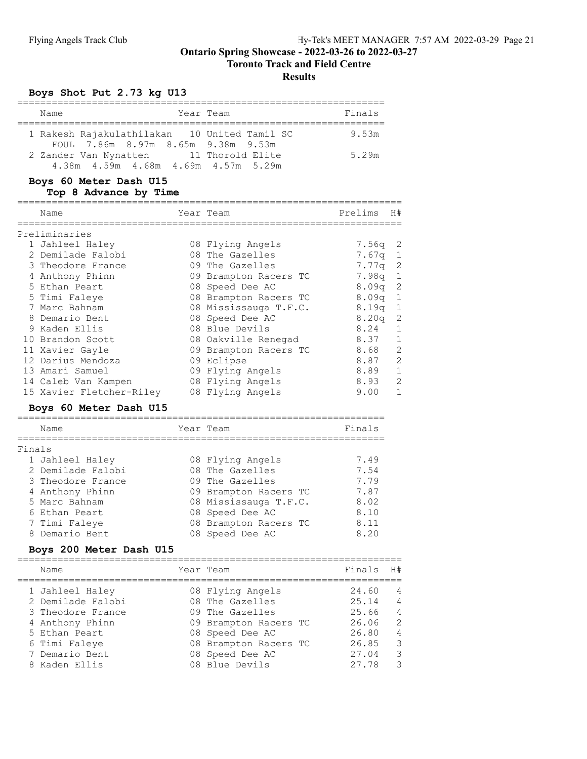## Ontario Spring Showcase - 2022-03-26 to 2022-03-27

## Toronto Track and Field Centre

## Results

### Boys Shot Put 2.73 kg U13

| | Name | Year | Team | Finals |
|---|---|---|---|---|
| 1 | Rakesh Rajakulathilakan | 10 | United Tamil SC | 9.53m |
| | FOUL 7.86m 8.97m 8.65m 9.38m 9.53m | | | |
| 2 | Zander Van Nynatten | 11 | Thorold Elite | 5.29m |
| | 4.38m 4.59m 4.68m 4.69m 4.57m 5.29m | | | |

### Boys 60 Meter Dash U15

**Top 8 Advance by Time**

| | Name | Year | Team | Prelims | H# |
|---|---|---|---|---|---|
| | **Preliminaries** | | | | |
| 1 | Jahleel Haley | 08 | Flying Angels | 7.56q | 2 |
| 2 | Demilade Falobi | 08 | The Gazelles | 7.67q | 1 |
| 3 | Theodore France | 09 | The Gazelles | 7.77q | 2 |
| 4 | Anthony Phinn | 09 | Brampton Racers TC | 7.98q | 1 |
| 5 | Ethan Peart | 08 | Speed Dee AC | 8.09q | 2 |
| 5 | Timi Faleye | 08 | Brampton Racers TC | 8.09q | 1 |
| 7 | Marc Bahnam | 08 | Mississauga T.F.C. | 8.19q | 1 |
| 8 | Demario Bent | 08 | Speed Dee AC | 8.20q | 2 |
| 9 | Kaden Ellis | 08 | Blue Devils | 8.24 | 1 |
| 10 | Brandon Scott | 08 | Oakville Renegad | 8.37 | 1 |
| 11 | Xavier Gayle | 09 | Brampton Racers TC | 8.68 | 2 |
| 12 | Darius Mendoza | 09 | Eclipse | 8.87 | 2 |
| 13 | Amari Samuel | 09 | Flying Angels | 8.89 | 1 |
| 14 | Caleb Van Kampen | 08 | Flying Angels | 8.93 | 2 |
| 15 | Xavier Fletcher-Riley | 08 | Flying Angels | 9.00 | 1 |

### Boys 60 Meter Dash U15

| | Name | Year | Team | Finals |
|---|---|---|---|---|
| | **Finals** | | | |
| 1 | Jahleel Haley | 08 | Flying Angels | 7.49 |
| 2 | Demilade Falobi | 08 | The Gazelles | 7.54 |
| 3 | Theodore France | 09 | The Gazelles | 7.79 |
| 4 | Anthony Phinn | 09 | Brampton Racers TC | 7.87 |
| 5 | Marc Bahnam | 08 | Mississauga T.F.C. | 8.02 |
| 6 | Ethan Peart | 08 | Speed Dee AC | 8.10 |
| 7 | Timi Faleye | 08 | Brampton Racers TC | 8.11 |
| 8 | Demario Bent | 08 | Speed Dee AC | 8.20 |

### Boys 200 Meter Dash U15

| | Name | Year | Team | Finals | H# |
|---|---|---|---|---|---|
| 1 | Jahleel Haley | 08 | Flying Angels | 24.60 | 4 |
| 2 | Demilade Falobi | 08 | The Gazelles | 25.14 | 4 |
| 3 | Theodore France | 09 | The Gazelles | 25.66 | 4 |
| 4 | Anthony Phinn | 09 | Brampton Racers TC | 26.06 | 2 |
| 5 | Ethan Peart | 08 | Speed Dee AC | 26.80 | 4 |
| 6 | Timi Faleye | 08 | Brampton Racers TC | 26.85 | 3 |
| 7 | Demario Bent | 08 | Speed Dee AC | 27.04 | 3 |
| 8 | Kaden Ellis | 08 | Blue Devils | 27.78 | 3 |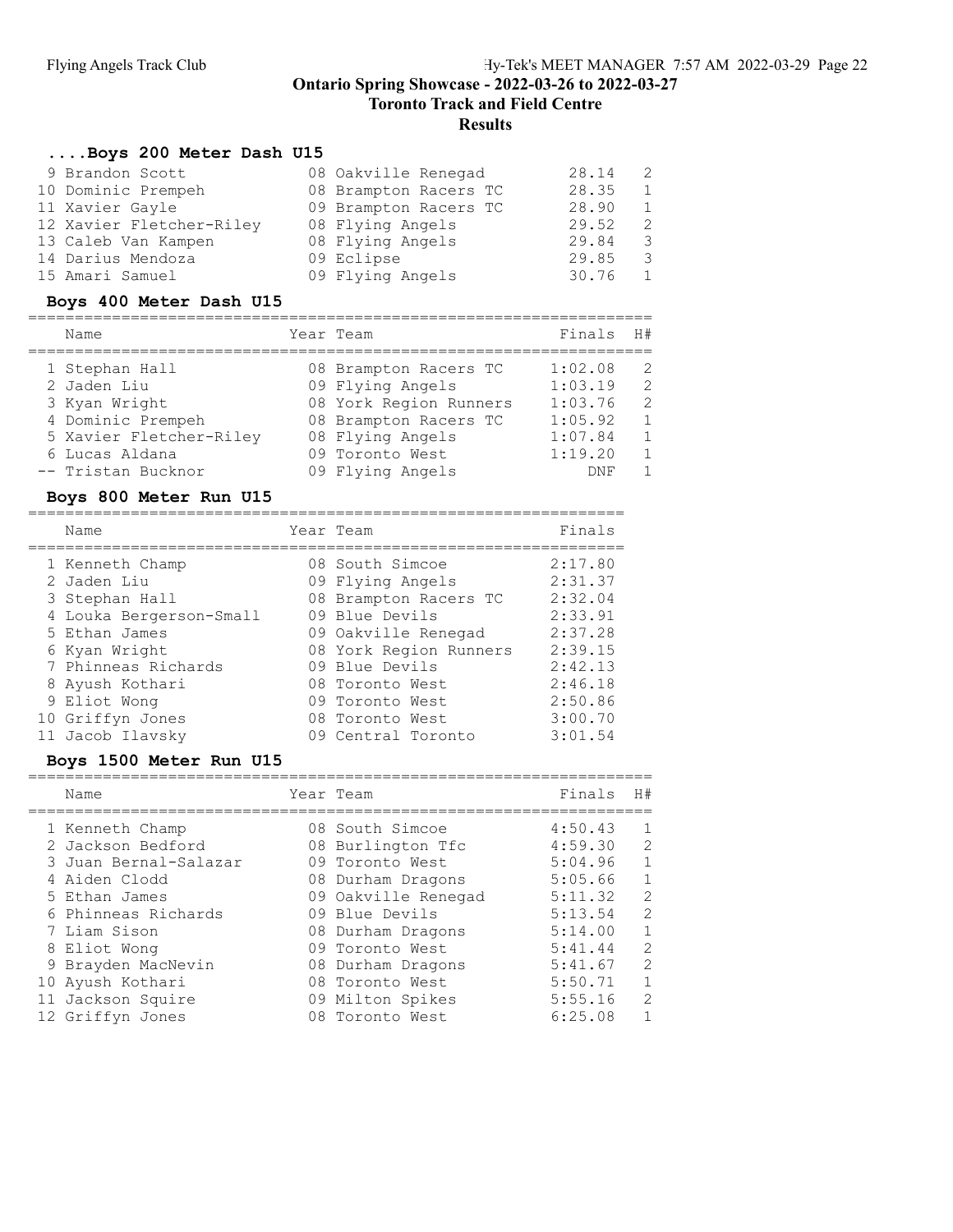# Ontario Spring Showcase - 2022-03-26 to 2022-03-27

## Toronto Track and Field Centre

## Results

### ....Boys 200 Meter Dash U15

| Place | Name | Year | Team | Finals | H# |
|---|---|---|---|---|---|
| 9 | Brandon Scott | 08 | Oakville Renegad | 28.14 | 2 |
| 10 | Dominic Prempeh | 08 | Brampton Racers TC | 28.35 | 1 |
| 11 | Xavier Gayle | 09 | Brampton Racers TC | 28.90 | 1 |
| 12 | Xavier Fletcher-Riley | 08 | Flying Angels | 29.52 | 2 |
| 13 | Caleb Van Kampen | 08 | Flying Angels | 29.84 | 3 |
| 14 | Darius Mendoza | 09 | Eclipse | 29.85 | 3 |
| 15 | Amari Samuel | 09 | Flying Angels | 30.76 | 1 |

### Boys 400 Meter Dash U15

| | Name | Year | Team | Finals | H# |
|---|---|---|---|---|---|
| 1 | Stephan Hall | 08 | Brampton Racers TC | 1:02.08 | 2 |
| 2 | Jaden Liu | 09 | Flying Angels | 1:03.19 | 2 |
| 3 | Kyan Wright | 08 | York Region Runners | 1:03.76 | 2 |
| 4 | Dominic Prempeh | 08 | Brampton Racers TC | 1:05.92 | 1 |
| 5 | Xavier Fletcher-Riley | 08 | Flying Angels | 1:07.84 | 1 |
| 6 | Lucas Aldana | 09 | Toronto West | 1:19.20 | 1 |
| -- | Tristan Bucknor | 09 | Flying Angels | DNF | 1 |

### Boys 800 Meter Run U15

| | Name | Year | Team | Finals |
|---|---|---|---|---|
| 1 | Kenneth Champ | 08 | South Simcoe | 2:17.80 |
| 2 | Jaden Liu | 09 | Flying Angels | 2:31.37 |
| 3 | Stephan Hall | 08 | Brampton Racers TC | 2:32.04 |
| 4 | Louka Bergerson-Small | 09 | Blue Devils | 2:33.91 |
| 5 | Ethan James | 09 | Oakville Renegad | 2:37.28 |
| 6 | Kyan Wright | 08 | York Region Runners | 2:39.15 |
| 7 | Phinneas Richards | 09 | Blue Devils | 2:42.13 |
| 8 | Ayush Kothari | 08 | Toronto West | 2:46.18 |
| 9 | Eliot Wong | 09 | Toronto West | 2:50.86 |
| 10 | Griffyn Jones | 08 | Toronto West | 3:00.70 |
| 11 | Jacob Ilavsky | 09 | Central Toronto | 3:01.54 |

### Boys 1500 Meter Run U15

| | Name | Year | Team | Finals | H# |
|---|---|---|---|---|---|
| 1 | Kenneth Champ | 08 | South Simcoe | 4:50.43 | 1 |
| 2 | Jackson Bedford | 08 | Burlington Tfc | 4:59.30 | 2 |
| 3 | Juan Bernal-Salazar | 09 | Toronto West | 5:04.96 | 1 |
| 4 | Aiden Clodd | 08 | Durham Dragons | 5:05.66 | 1 |
| 5 | Ethan James | 09 | Oakville Renegad | 5:11.32 | 2 |
| 6 | Phinneas Richards | 09 | Blue Devils | 5:13.54 | 2 |
| 7 | Liam Sison | 08 | Durham Dragons | 5:14.00 | 1 |
| 8 | Eliot Wong | 09 | Toronto West | 5:41.44 | 2 |
| 9 | Brayden MacNevin | 08 | Durham Dragons | 5:41.67 | 2 |
| 10 | Ayush Kothari | 08 | Toronto West | 5:50.71 | 1 |
| 11 | Jackson Squire | 09 | Milton Spikes | 5:55.16 | 2 |
| 12 | Griffyn Jones | 08 | Toronto West | 6:25.08 | 1 |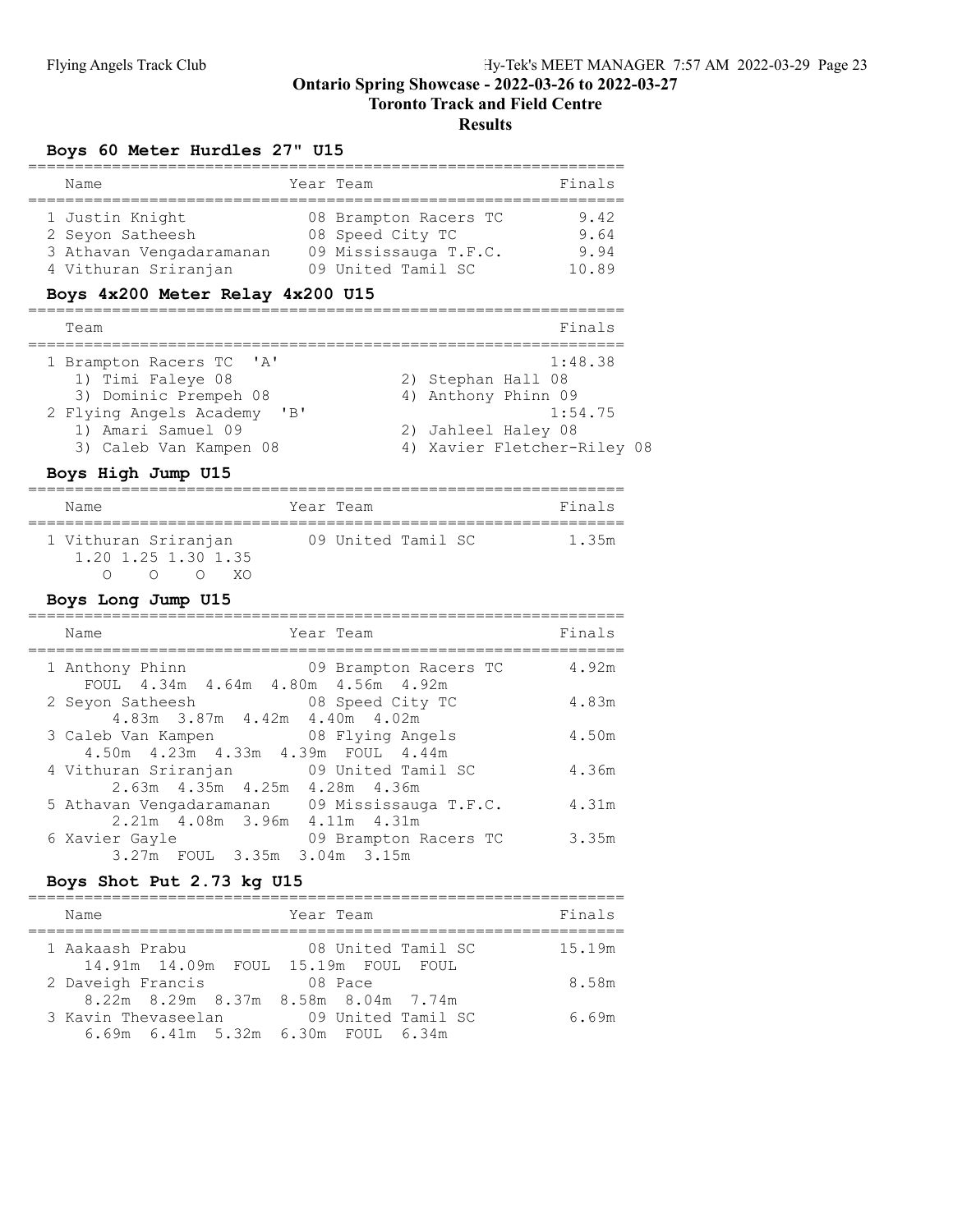# Ontario Spring Showcase - 2022-03-26 to 2022-03-27

## Toronto Track and Field Centre

## Results

### Boys 60 Meter Hurdles 27" U15

| Name | Year | Team | Finals |
|---|---|---|---|
| 1 Justin Knight | 08 | Brampton Racers TC | 9.42 |
| 2 Seyon Satheesh | 08 | Speed City TC | 9.64 |
| 3 Athavan Vengadaramanan | 09 | Mississauga T.F.C. | 9.94 |
| 4 Vithuran Sriranjan | 09 | United Tamil SC | 10.89 |

### Boys 4x200 Meter Relay 4x200 U15

| Team | Finals |
|---|---|
| 1 Brampton Racers TC 'A' | 1:48.38 |
| 1) Timi Faleye 08; 2) Stephan Hall 08; 3) Dominic Prempeh 08; 4) Anthony Phinn 09 | |
| 2 Flying Angels Academy 'B' | 1:54.75 |
| 1) Amari Samuel 09; 2) Jahleel Haley 08; 3) Caleb Van Kampen 08; 4) Xavier Fletcher-Riley 08 | |

### Boys High Jump U15

| Name | Year | Team | Finals |
|---|---|---|---|
| 1 Vithuran Sriranjan | 09 | United Tamil SC | 1.35m |
| 1.20 O, 1.25 O, 1.30 O, 1.35 XO | | | |

### Boys Long Jump U15

| Name | Year | Team | Finals |
|---|---|---|---|
| 1 Anthony Phinn | 09 | Brampton Racers TC | 4.92m |
| FOUL 4.34m 4.64m 4.80m 4.56m 4.92m | | | |
| 2 Seyon Satheesh | 08 | Speed City TC | 4.83m |
| 4.83m 3.87m 4.42m 4.40m 4.02m | | | |
| 3 Caleb Van Kampen | 08 | Flying Angels | 4.50m |
| 4.50m 4.23m 4.33m 4.39m FOUL 4.44m | | | |
| 4 Vithuran Sriranjan | 09 | United Tamil SC | 4.36m |
| 2.63m 4.35m 4.25m 4.28m 4.36m | | | |
| 5 Athavan Vengadaramanan | 09 | Mississauga T.F.C. | 4.31m |
| 2.21m 4.08m 3.96m 4.11m 4.31m | | | |
| 6 Xavier Gayle | 09 | Brampton Racers TC | 3.35m |
| 3.27m FOUL 3.35m 3.04m 3.15m | | | |

### Boys Shot Put 2.73 kg U15

| Name | Year | Team | Finals |
|---|---|---|---|
| 1 Aakaash Prabu | 08 | United Tamil SC | 15.19m |
| 14.91m 14.09m FOUL 15.19m FOUL FOUL | | | |
| 2 Daveigh Francis | 08 | Pace | 8.58m |
| 8.22m 8.29m 8.37m 8.58m 8.04m 7.74m | | | |
| 3 Kavin Thevaseelan | 09 | United Tamil SC | 6.69m |
| 6.69m 6.41m 5.32m 6.30m FOUL 6.34m | | | |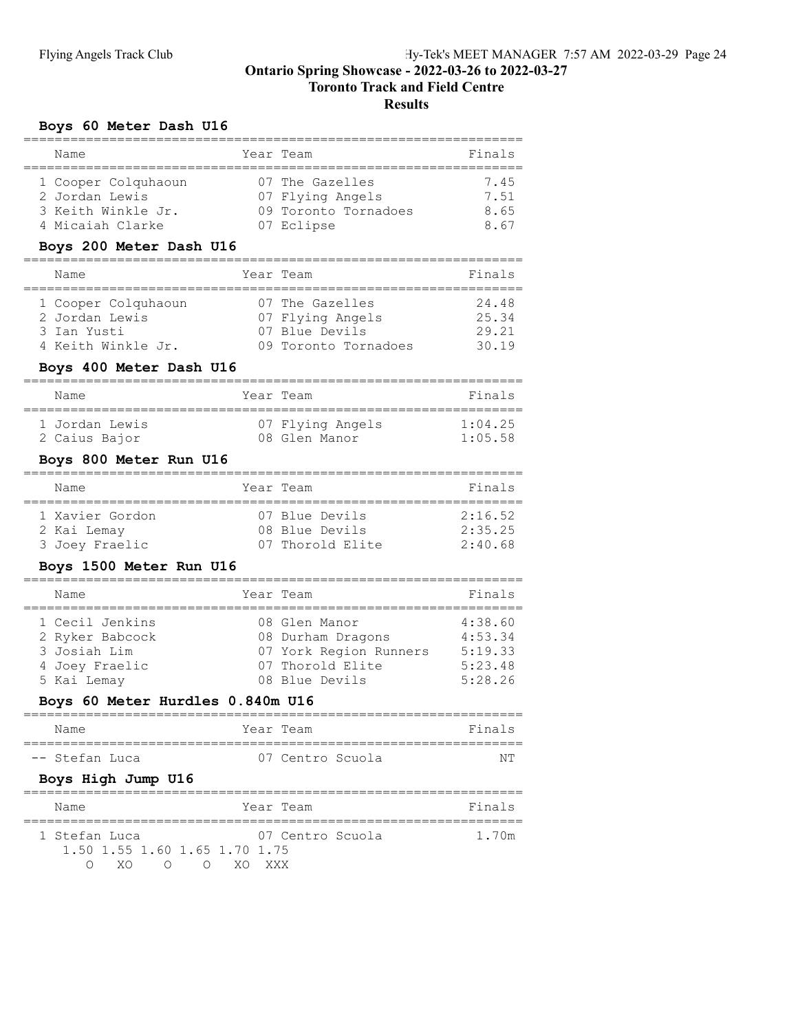# Ontario Spring Showcase - 2022-03-26 to 2022-03-27
## Toronto Track and Field Centre
## Results

### Boys 60 Meter Dash U16

| | Name | Year | Team | Finals |
|---|---|---|---|---|
| 1 | Cooper Colquhaoun | 07 | The Gazelles | 7.45 |
| 2 | Jordan Lewis | 07 | Flying Angels | 7.51 |
| 3 | Keith Winkle Jr. | 09 | Toronto Tornadoes | 8.65 |
| 4 | Micaiah Clarke | 07 | Eclipse | 8.67 |

### Boys 200 Meter Dash U16

| | Name | Year | Team | Finals |
|---|---|---|---|---|
| 1 | Cooper Colquhaoun | 07 | The Gazelles | 24.48 |
| 2 | Jordan Lewis | 07 | Flying Angels | 25.34 |
| 3 | Ian Yusti | 07 | Blue Devils | 29.21 |
| 4 | Keith Winkle Jr. | 09 | Toronto Tornadoes | 30.19 |

### Boys 400 Meter Dash U16

| | Name | Year | Team | Finals |
|---|---|---|---|---|
| 1 | Jordan Lewis | 07 | Flying Angels | 1:04.25 |
| 2 | Caius Bajor | 08 | Glen Manor | 1:05.58 |

### Boys 800 Meter Run U16

| | Name | Year | Team | Finals |
|---|---|---|---|---|
| 1 | Xavier Gordon | 07 | Blue Devils | 2:16.52 |
| 2 | Kai Lemay | 08 | Blue Devils | 2:35.25 |
| 3 | Joey Fraelic | 07 | Thorold Elite | 2:40.68 |

### Boys 1500 Meter Run U16

| | Name | Year | Team | Finals |
|---|---|---|---|---|
| 1 | Cecil Jenkins | 08 | Glen Manor | 4:38.60 |
| 2 | Ryker Babcock | 08 | Durham Dragons | 4:53.34 |
| 3 | Josiah Lim | 07 | York Region Runners | 5:19.33 |
| 4 | Joey Fraelic | 07 | Thorold Elite | 5:23.48 |
| 5 | Kai Lemay | 08 | Blue Devils | 5:28.26 |

### Boys 60 Meter Hurdles 0.840m U16

| | Name | Year | Team | Finals |
|---|---|---|---|---|
| -- | Stefan Luca | 07 | Centro Scuola | NT |

### Boys High Jump U16

| | Name | Year | Team | Finals |
|---|---|---|---|---|
| 1 | Stefan Luca | 07 | Centro Scuola | 1.70m |

| 1.50 | 1.55 | 1.60 | 1.65 | 1.70 | 1.75 |
|---|---|---|---|---|---|
| O | XO | O | O | XO | XXX |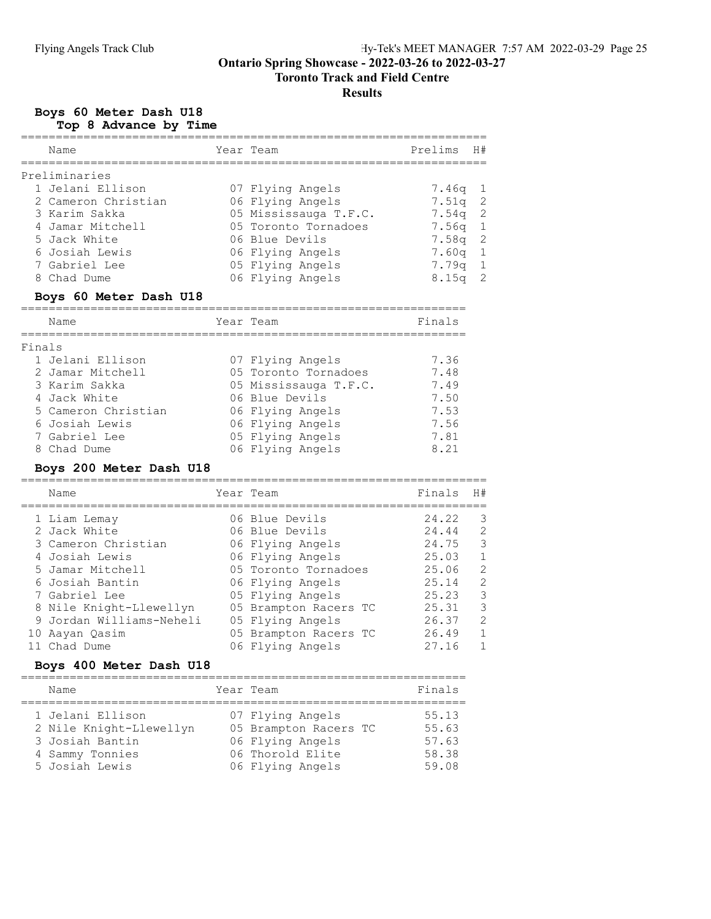# Ontario Spring Showcase - 2022-03-26 to 2022-03-27
## Toronto Track and Field Centre
## Results

### Boys 60 Meter Dash U18
**Top 8 Advance by Time**

Preliminaries

| | Name | Year | Team | Prelims | H# |
|---|---|---|---|---|---|
| 1 | Jelani Ellison | 07 | Flying Angels | 7.46q | 1 |
| 2 | Cameron Christian | 06 | Flying Angels | 7.51q | 2 |
| 3 | Karim Sakka | 05 | Mississauga T.F.C. | 7.54q | 2 |
| 4 | Jamar Mitchell | 05 | Toronto Tornadoes | 7.56q | 1 |
| 5 | Jack White | 06 | Blue Devils | 7.58q | 2 |
| 6 | Josiah Lewis | 06 | Flying Angels | 7.60q | 1 |
| 7 | Gabriel Lee | 05 | Flying Angels | 7.79q | 1 |
| 8 | Chad Dume | 06 | Flying Angels | 8.15q | 2 |

### Boys 60 Meter Dash U18

Finals

| | Name | Year | Team | Finals |
|---|---|---|---|---|
| 1 | Jelani Ellison | 07 | Flying Angels | 7.36 |
| 2 | Jamar Mitchell | 05 | Toronto Tornadoes | 7.48 |
| 3 | Karim Sakka | 05 | Mississauga T.F.C. | 7.49 |
| 4 | Jack White | 06 | Blue Devils | 7.50 |
| 5 | Cameron Christian | 06 | Flying Angels | 7.53 |
| 6 | Josiah Lewis | 06 | Flying Angels | 7.56 |
| 7 | Gabriel Lee | 05 | Flying Angels | 7.81 |
| 8 | Chad Dume | 06 | Flying Angels | 8.21 |

### Boys 200 Meter Dash U18

| | Name | Year | Team | Finals | H# |
|---|---|---|---|---|---|
| 1 | Liam Lemay | 06 | Blue Devils | 24.22 | 3 |
| 2 | Jack White | 06 | Blue Devils | 24.44 | 2 |
| 3 | Cameron Christian | 06 | Flying Angels | 24.75 | 3 |
| 4 | Josiah Lewis | 06 | Flying Angels | 25.03 | 1 |
| 5 | Jamar Mitchell | 05 | Toronto Tornadoes | 25.06 | 2 |
| 6 | Josiah Bantin | 06 | Flying Angels | 25.14 | 2 |
| 7 | Gabriel Lee | 05 | Flying Angels | 25.23 | 3 |
| 8 | Nile Knight-Llewellyn | 05 | Brampton Racers TC | 25.31 | 3 |
| 9 | Jordan Williams-Neheli | 05 | Flying Angels | 26.37 | 2 |
| 10 | Aayan Qasim | 05 | Brampton Racers TC | 26.49 | 1 |
| 11 | Chad Dume | 06 | Flying Angels | 27.16 | 1 |

### Boys 400 Meter Dash U18

| | Name | Year | Team | Finals |
|---|---|---|---|---|
| 1 | Jelani Ellison | 07 | Flying Angels | 55.13 |
| 2 | Nile Knight-Llewellyn | 05 | Brampton Racers TC | 55.63 |
| 3 | Josiah Bantin | 06 | Flying Angels | 57.63 |
| 4 | Sammy Tonnies | 06 | Thorold Elite | 58.38 |
| 5 | Josiah Lewis | 06 | Flying Angels | 59.08 |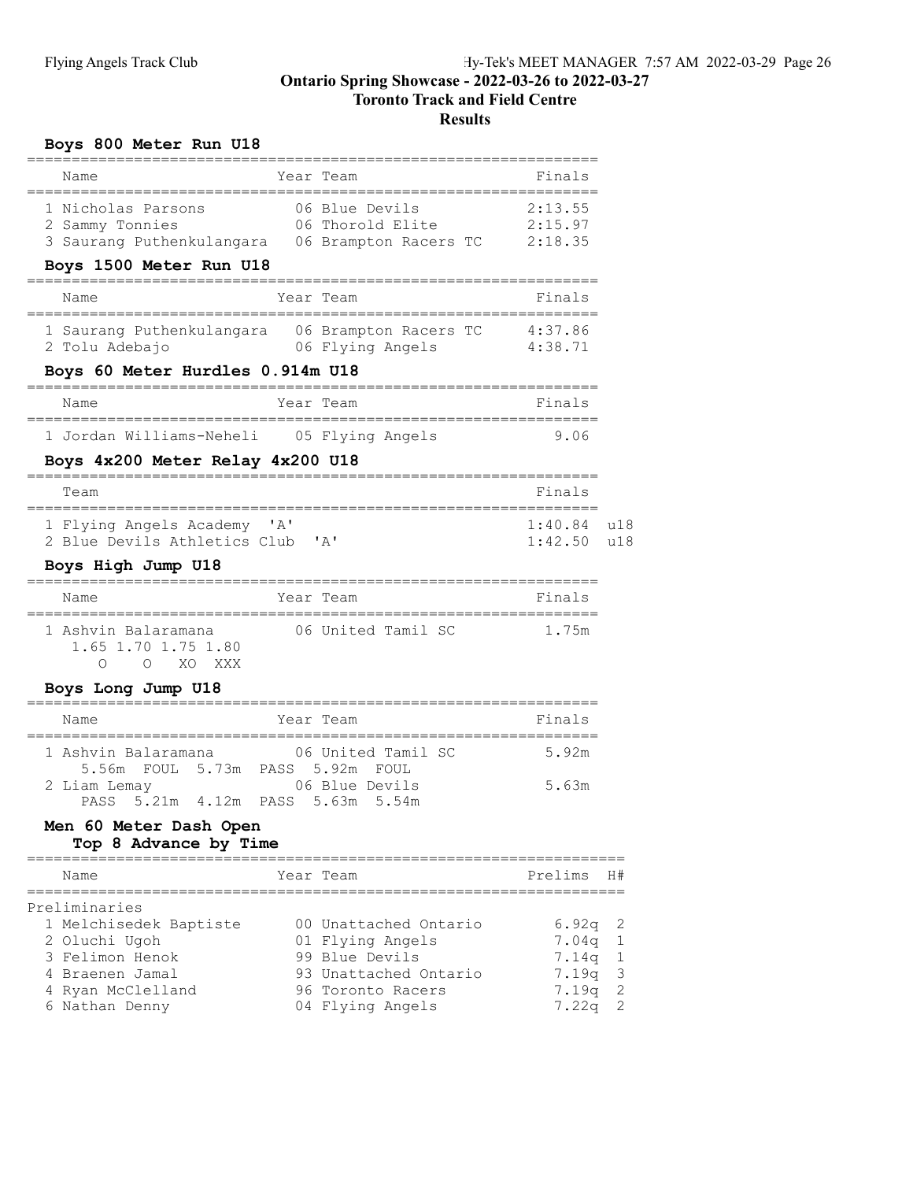# Ontario Spring Showcase - 2022-03-26 to 2022-03-27

## Toronto Track and Field Centre

## Results

### Boys 800 Meter Run U18

| Name | Year | Team | Finals |
|---|---|---|---|
| 1 Nicholas Parsons | 06 | Blue Devils | 2:13.55 |
| 2 Sammy Tonnies | 06 | Thorold Elite | 2:15.97 |
| 3 Saurang Puthenkulangara | 06 | Brampton Racers TC | 2:18.35 |

### Boys 1500 Meter Run U18

| Name | Year | Team | Finals |
|---|---|---|---|
| 1 Saurang Puthenkulangara | 06 | Brampton Racers TC | 4:37.86 |
| 2 Tolu Adebajo | 06 | Flying Angels | 4:38.71 |

### Boys 60 Meter Hurdles 0.914m U18

| Name | Year | Team | Finals |
|---|---|---|---|
| 1 Jordan Williams-Neheli | 05 | Flying Angels | 9.06 |

### Boys 4x200 Meter Relay 4x200 U18

| Team | Finals | |
|---|---|---|
| 1 Flying Angels Academy 'A' | 1:40.84 | u18 |
| 2 Blue Devils Athletics Club 'A' | 1:42.50 | u18 |

### Boys High Jump U18

| Name | Year | Team | Finals |
|---|---|---|---|
| 1 Ashvin Balaramana | 06 | United Tamil SC | 1.75m |

1.65 1.70 1.75 1.80
O O XO XXX

### Boys Long Jump U18

| Name | Year | Team | Finals |
|---|---|---|---|
| 1 Ashvin Balaramana | 06 | United Tamil SC | 5.92m |
| 5.56m FOUL 5.73m PASS 5.92m FOUL | | | |
| 2 Liam Lemay | 06 | Blue Devils | 5.63m |
| PASS 5.21m 4.12m PASS 5.63m 5.54m | | | |

### Men 60 Meter Dash Open

Top 8 Advance by Time

| Name | Year | Team | Prelims | H# |
|---|---|---|---|---|
| **Preliminaries** | | | | |
| 1 Melchisedek Baptiste | 00 | Unattached Ontario | 6.92q | 2 |
| 2 Oluchi Ugoh | 01 | Flying Angels | 7.04q | 1 |
| 3 Felimon Henok | 99 | Blue Devils | 7.14q | 1 |
| 4 Braenen Jamal | 93 | Unattached Ontario | 7.19q | 3 |
| 4 Ryan McClelland | 96 | Toronto Racers | 7.19q | 2 |
| 6 Nathan Denny | 04 | Flying Angels | 7.22q | 2 |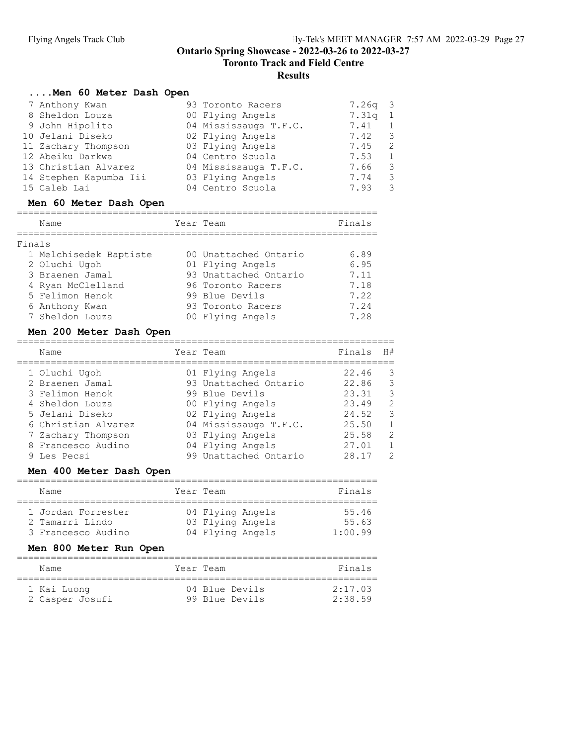# Ontario Spring Showcase - 2022-03-26 to 2022-03-27
## Toronto Track and Field Centre
## Results

### ....Men 60 Meter Dash Open

| | Name | Year | Team | Prelims | H# |
|---|---|---|---|---|---|
| 7 | Anthony Kwan | 93 | Toronto Racers | 7.26q | 3 |
| 8 | Sheldon Louza | 00 | Flying Angels | 7.31q | 1 |
| 9 | John Hipolito | 04 | Mississauga T.F.C. | 7.41 | 1 |
| 10 | Jelani Diseko | 02 | Flying Angels | 7.42 | 3 |
| 11 | Zachary Thompson | 03 | Flying Angels | 7.45 | 2 |
| 12 | Abeiku Darkwa | 04 | Centro Scuola | 7.53 | 1 |
| 13 | Christian Alvarez | 04 | Mississauga T.F.C. | 7.66 | 3 |
| 14 | Stephen Kapumba Iii | 03 | Flying Angels | 7.74 | 3 |
| 15 | Caleb Lai | 04 | Centro Scuola | 7.93 | 3 |

### Men 60 Meter Dash Open

Finals

| | Name | Year | Team | Finals |
|---|---|---|---|---|
| 1 | Melchisedek Baptiste | 00 | Unattached Ontario | 6.89 |
| 2 | Oluchi Ugoh | 01 | Flying Angels | 6.95 |
| 3 | Braenen Jamal | 93 | Unattached Ontario | 7.11 |
| 4 | Ryan McClelland | 96 | Toronto Racers | 7.18 |
| 5 | Felimon Henok | 99 | Blue Devils | 7.22 |
| 6 | Anthony Kwan | 93 | Toronto Racers | 7.24 |
| 7 | Sheldon Louza | 00 | Flying Angels | 7.28 |

### Men 200 Meter Dash Open

| | Name | Year | Team | Finals | H# |
|---|---|---|---|---|---|
| 1 | Oluchi Ugoh | 01 | Flying Angels | 22.46 | 3 |
| 2 | Braenen Jamal | 93 | Unattached Ontario | 22.86 | 3 |
| 3 | Felimon Henok | 99 | Blue Devils | 23.31 | 3 |
| 4 | Sheldon Louza | 00 | Flying Angels | 23.49 | 2 |
| 5 | Jelani Diseko | 02 | Flying Angels | 24.52 | 3 |
| 6 | Christian Alvarez | 04 | Mississauga T.F.C. | 25.50 | 1 |
| 7 | Zachary Thompson | 03 | Flying Angels | 25.58 | 2 |
| 8 | Francesco Audino | 04 | Flying Angels | 27.01 | 1 |
| 9 | Les Pecsi | 99 | Unattached Ontario | 28.17 | 2 |

### Men 400 Meter Dash Open

| | Name | Year | Team | Finals |
|---|---|---|---|---|
| 1 | Jordan Forrester | 04 | Flying Angels | 55.46 |
| 2 | Tamarri Lindo | 03 | Flying Angels | 55.63 |
| 3 | Francesco Audino | 04 | Flying Angels | 1:00.99 |

### Men 800 Meter Run Open

| | Name | Year | Team | Finals |
|---|---|---|---|---|
| 1 | Kai Luong | 04 | Blue Devils | 2:17.03 |
| 2 | Casper Josufi | 99 | Blue Devils | 2:38.59 |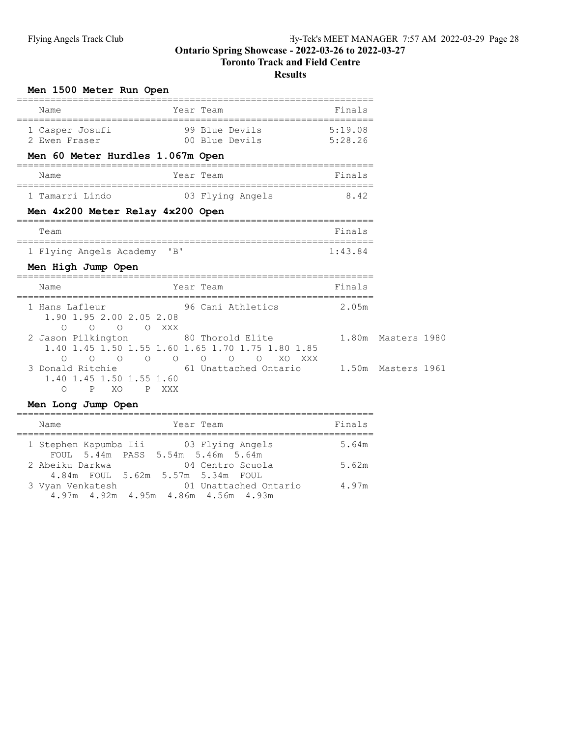# Ontario Spring Showcase - 2022-03-26 to 2022-03-27

## Toronto Track and Field Centre

## Results

### Men 1500 Meter Run Open

| Place | Name | Year | Team | Finals |
|---|---|---|---|---|
| 1 | Casper Josufi | 99 | Blue Devils | 5:19.08 |
| 2 | Ewen Fraser | 00 | Blue Devils | 5:28.26 |

### Men 60 Meter Hurdles 1.067m Open

| Place | Name | Year | Team | Finals |
|---|---|---|---|---|
| 1 | Tamarri Lindo | 03 | Flying Angels | 8.42 |

### Men 4x200 Meter Relay 4x200 Open

| Place | Team | Finals |
|---|---|---|
| 1 | Flying Angels Academy 'B' | 1:43.84 |

### Men High Jump Open

| Place | Name | Year | Team | Finals | |
|---|---|---|---|---|---|
| 1 | Hans Lafleur | 96 | Cani Athletics | 2.05m | |
| | 1.90 1.95 2.00 2.05 2.08<br>O O O O XXX | | | | |
| 2 | Jason Pilkington | 80 | Thorold Elite | 1.80m | Masters 1980 |
| | 1.40 1.45 1.50 1.55 1.60 1.65 1.70 1.75 1.80 1.85<br>O O O O O O O O XO XXX | | | | |
| 3 | Donald Ritchie | 61 | Unattached Ontario | 1.50m | Masters 1961 |
| | 1.40 1.45 1.50 1.55 1.60<br>O P XO P XXX | | | | |

### Men Long Jump Open

| Place | Name | Year | Team | Finals |
|---|---|---|---|---|
| 1 | Stephen Kapumba Iii | 03 | Flying Angels | 5.64m |
| | FOUL 5.44m PASS 5.54m 5.46m 5.64m | | | |
| 2 | Abeiku Darkwa | 04 | Centro Scuola | 5.62m |
| | 4.84m FOUL 5.62m 5.57m 5.34m FOUL | | | |
| 3 | Vyan Venkatesh | 01 | Unattached Ontario | 4.97m |
| | 4.97m 4.92m 4.95m 4.86m 4.56m 4.93m | | | |